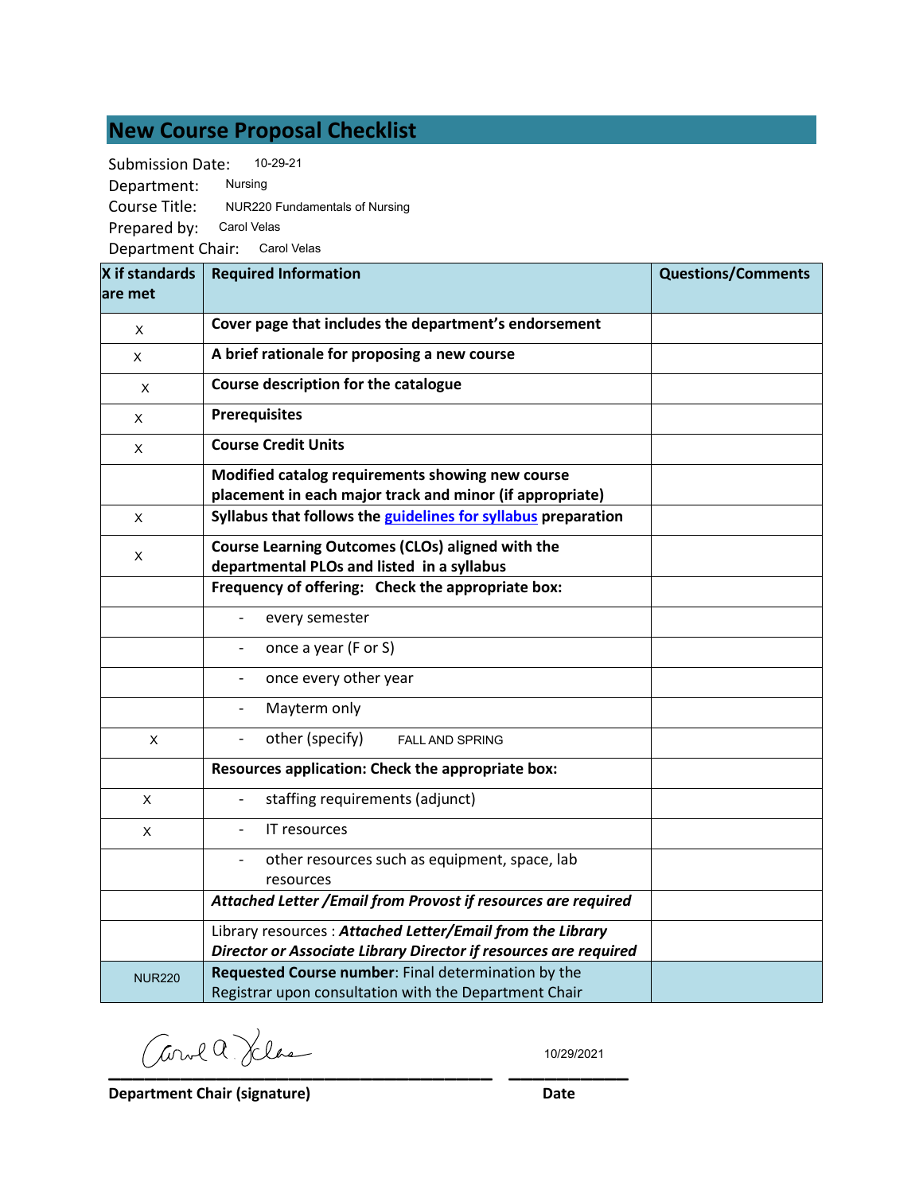# New Course Proposal Checklist

Submission Date: 10-29-21
Department: Nursing
Course Title: NUR220 Fundamentals of Nursing
Prepared by: Carol Velas
Department Chair: Carol Velas

| X if standards are met | Required Information | Questions/Comments |
|---|---|---|
| X | **Cover page that includes the department's endorsement** | |
| X | **A brief rationale for proposing a new course** | |
| X | **Course description for the catalogue** | |
| X | **Prerequisites** | |
| X | **Course Credit Units** | |
| | **Modified catalog requirements showing new course placement in each major track and minor (if appropriate)** | |
| X | **Syllabus that follows the guidelines for syllabus preparation** | |
| X | **Course Learning Outcomes (CLOs) aligned with the departmental PLOs and listed in a syllabus** | |
| | **Frequency of offering: Check the appropriate box:** | |
| | - every semester | |
| | - once a year (F or S) | |
| | - once every other year | |
| | - Mayterm only | |
| X | - other (specify) FALL AND SPRING | |
| | **Resources application: Check the appropriate box:** | |
| X | - staffing requirements (adjunct) | |
| X | - IT resources | |
| | - other resources such as equipment, space, lab resources | |
| | ***Attached Letter /Email from Provost if resources are required*** | |
| | Library resources : ***Attached Letter/Email from the Library Director or Associate Library Director if resources are required*** | |
| NUR220 | **Requested Course number**: Final determination by the Registrar upon consultation with the Department Chair | |

Carol A. Velas — 10/29/2021

**Department Chair (signature)** **Date**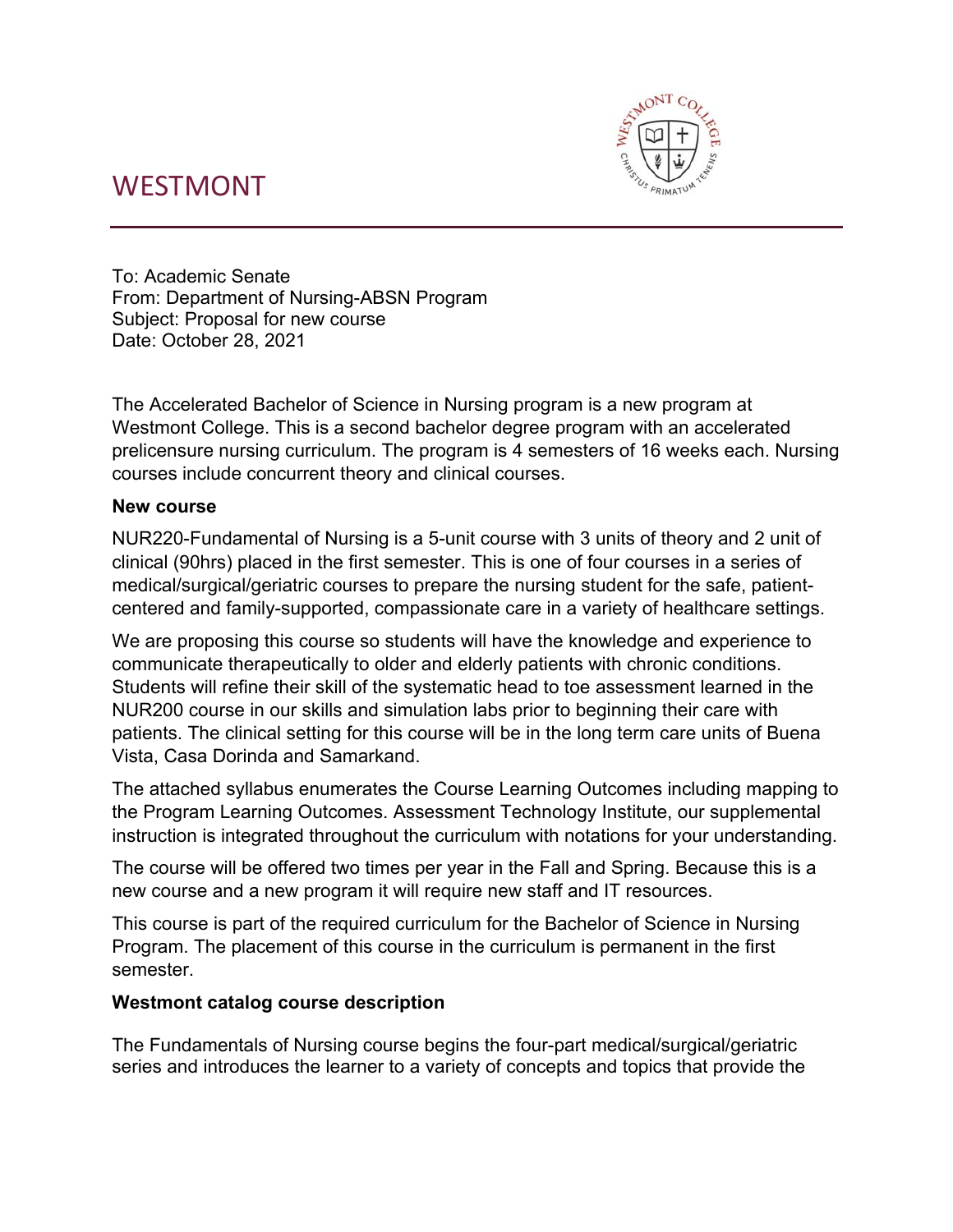# WESTMONT

To: Academic Senate
From: Department of Nursing-ABSN Program
Subject: Proposal for new course
Date: October 28, 2021

The Accelerated Bachelor of Science in Nursing program is a new program at Westmont College. This is a second bachelor degree program with an accelerated prelicensure nursing curriculum. The program is 4 semesters of 16 weeks each. Nursing courses include concurrent theory and clinical courses.

**New course**

NUR220-Fundamental of Nursing is a 5-unit course with 3 units of theory and 2 unit of clinical (90hrs) placed in the first semester. This is one of four courses in a series of medical/surgical/geriatric courses to prepare the nursing student for the safe, patient-centered and family-supported, compassionate care in a variety of healthcare settings.

We are proposing this course so students will have the knowledge and experience to communicate therapeutically to older and elderly patients with chronic conditions. Students will refine their skill of the systematic head to toe assessment learned in the NUR200 course in our skills and simulation labs prior to beginning their care with patients. The clinical setting for this course will be in the long term care units of Buena Vista, Casa Dorinda and Samarkand.

The attached syllabus enumerates the Course Learning Outcomes including mapping to the Program Learning Outcomes. Assessment Technology Institute, our supplemental instruction is integrated throughout the curriculum with notations for your understanding.

The course will be offered two times per year in the Fall and Spring. Because this is a new course and a new program it will require new staff and IT resources.

This course is part of the required curriculum for the Bachelor of Science in Nursing Program. The placement of this course in the curriculum is permanent in the first semester.

**Westmont catalog course description**

The Fundamentals of Nursing course begins the four-part medical/surgical/geriatric series and introduces the learner to a variety of concepts and topics that provide the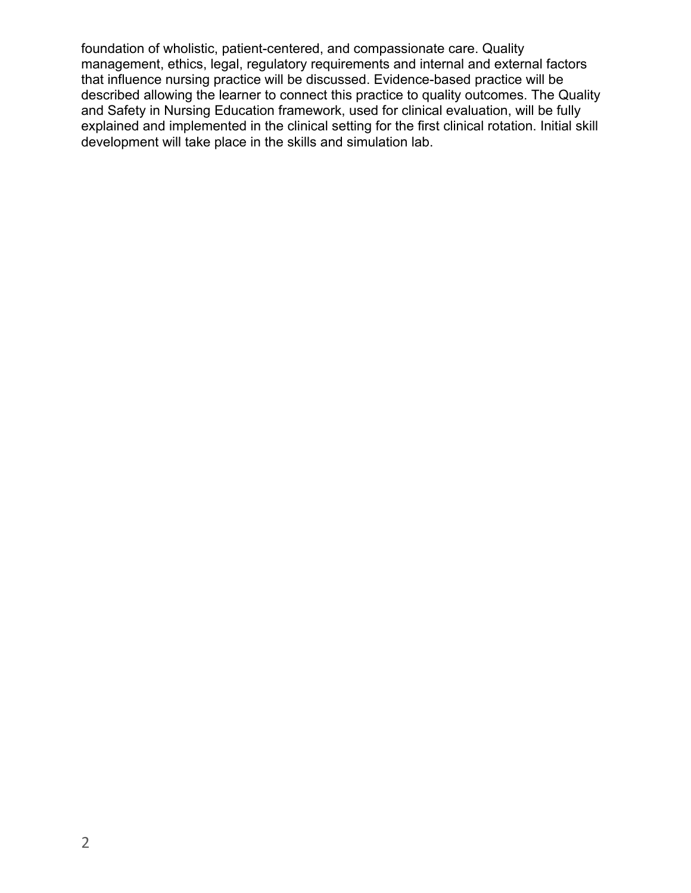foundation of wholistic, patient-centered, and compassionate care. Quality management, ethics, legal, regulatory requirements and internal and external factors that influence nursing practice will be discussed. Evidence-based practice will be described allowing the learner to connect this practice to quality outcomes. The Quality and Safety in Nursing Education framework, used for clinical evaluation, will be fully explained and implemented in the clinical setting for the first clinical rotation. Initial skill development will take place in the skills and simulation lab.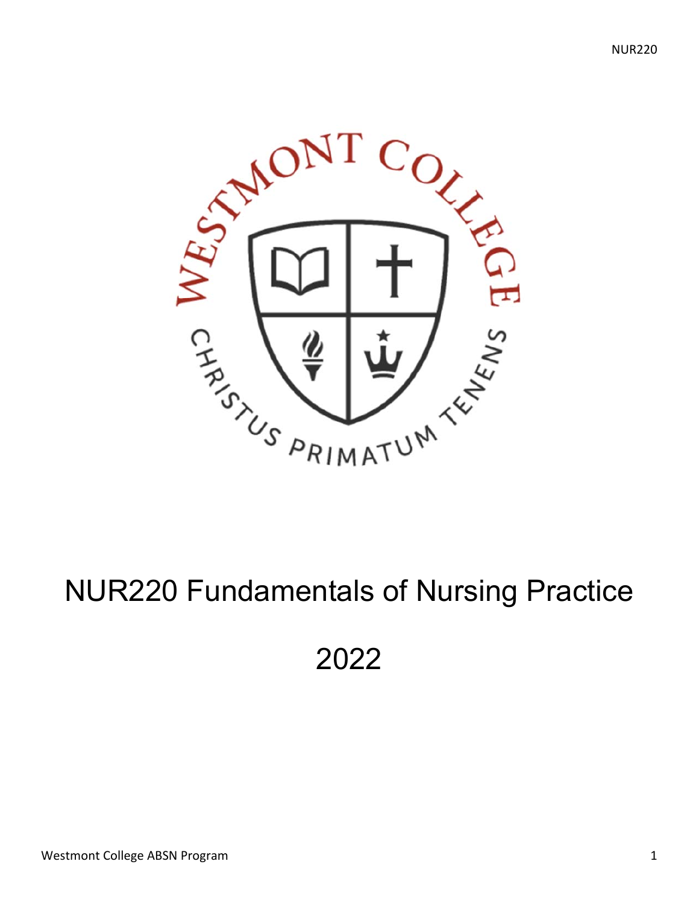# NUR220 Fundamentals of Nursing Practice

# 2022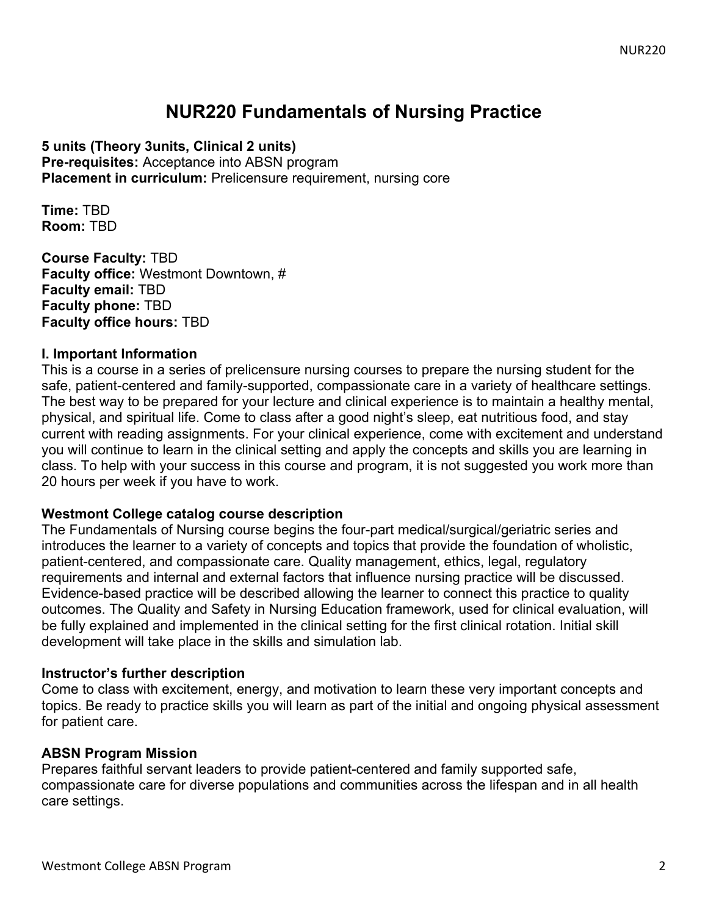# NUR220 Fundamentals of Nursing Practice

**5 units (Theory 3units, Clinical 2 units)**
**Pre-requisites:** Acceptance into ABSN program
**Placement in curriculum:** Prelicensure requirement, nursing core

**Time:** TBD
**Room:** TBD

**Course Faculty:** TBD
**Faculty office:** Westmont Downtown, #
**Faculty email:** TBD
**Faculty phone:** TBD
**Faculty office hours:** TBD

## I. Important Information

This is a course in a series of prelicensure nursing courses to prepare the nursing student for the safe, patient-centered and family-supported, compassionate care in a variety of healthcare settings. The best way to be prepared for your lecture and clinical experience is to maintain a healthy mental, physical, and spiritual life. Come to class after a good night's sleep, eat nutritious food, and stay current with reading assignments. For your clinical experience, come with excitement and understand you will continue to learn in the clinical setting and apply the concepts and skills you are learning in class. To help with your success in this course and program, it is not suggested you work more than 20 hours per week if you have to work.

### Westmont College catalog course description

The Fundamentals of Nursing course begins the four-part medical/surgical/geriatric series and introduces the learner to a variety of concepts and topics that provide the foundation of wholistic, patient-centered, and compassionate care. Quality management, ethics, legal, regulatory requirements and internal and external factors that influence nursing practice will be discussed. Evidence-based practice will be described allowing the learner to connect this practice to quality outcomes. The Quality and Safety in Nursing Education framework, used for clinical evaluation, will be fully explained and implemented in the clinical setting for the first clinical rotation. Initial skill development will take place in the skills and simulation lab.

### Instructor's further description

Come to class with excitement, energy, and motivation to learn these very important concepts and topics. Be ready to practice skills you will learn as part of the initial and ongoing physical assessment for patient care.

### ABSN Program Mission

Prepares faithful servant leaders to provide patient-centered and family supported safe, compassionate care for diverse populations and communities across the lifespan and in all health care settings.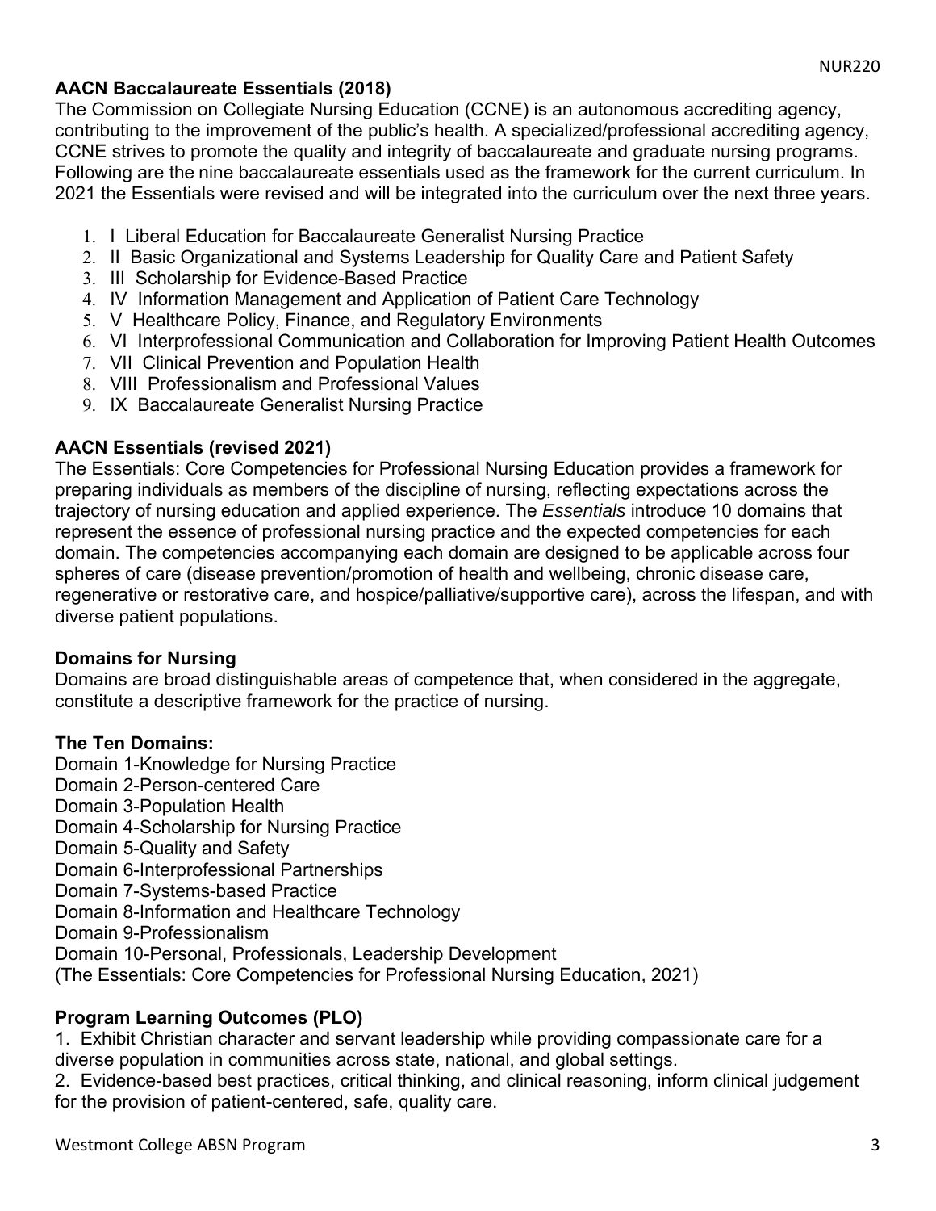**AACN Baccalaureate Essentials (2018)**

The Commission on Collegiate Nursing Education (CCNE) is an autonomous accrediting agency, contributing to the improvement of the public's health. A specialized/professional accrediting agency, CCNE strives to promote the quality and integrity of baccalaureate and graduate nursing programs. Following are the nine baccalaureate essentials used as the framework for the current curriculum. In 2021 the Essentials were revised and will be integrated into the curriculum over the next three years.

1. I Liberal Education for Baccalaureate Generalist Nursing Practice
2. II Basic Organizational and Systems Leadership for Quality Care and Patient Safety
3. III Scholarship for Evidence-Based Practice
4. IV Information Management and Application of Patient Care Technology
5. V Healthcare Policy, Finance, and Regulatory Environments
6. VI Interprofessional Communication and Collaboration for Improving Patient Health Outcomes
7. VII Clinical Prevention and Population Health
8. VIII Professionalism and Professional Values
9. IX Baccalaureate Generalist Nursing Practice

**AACN Essentials (revised 2021)**

The Essentials: Core Competencies for Professional Nursing Education provides a framework for preparing individuals as members of the discipline of nursing, reflecting expectations across the trajectory of nursing education and applied experience. The *Essentials* introduce 10 domains that represent the essence of professional nursing practice and the expected competencies for each domain. The competencies accompanying each domain are designed to be applicable across four spheres of care (disease prevention/promotion of health and wellbeing, chronic disease care, regenerative or restorative care, and hospice/palliative/supportive care), across the lifespan, and with diverse patient populations.

**Domains for Nursing**

Domains are broad distinguishable areas of competence that, when considered in the aggregate, constitute a descriptive framework for the practice of nursing.

**The Ten Domains:**

Domain 1-Knowledge for Nursing Practice
Domain 2-Person-centered Care
Domain 3-Population Health
Domain 4-Scholarship for Nursing Practice
Domain 5-Quality and Safety
Domain 6-Interprofessional Partnerships
Domain 7-Systems-based Practice
Domain 8-Information and Healthcare Technology
Domain 9-Professionalism
Domain 10-Personal, Professionals, Leadership Development
(The Essentials: Core Competencies for Professional Nursing Education, 2021)

**Program Learning Outcomes (PLO)**

1. Exhibit Christian character and servant leadership while providing compassionate care for a diverse population in communities across state, national, and global settings.
2. Evidence-based best practices, critical thinking, and clinical reasoning, inform clinical judgement for the provision of patient-centered, safe, quality care.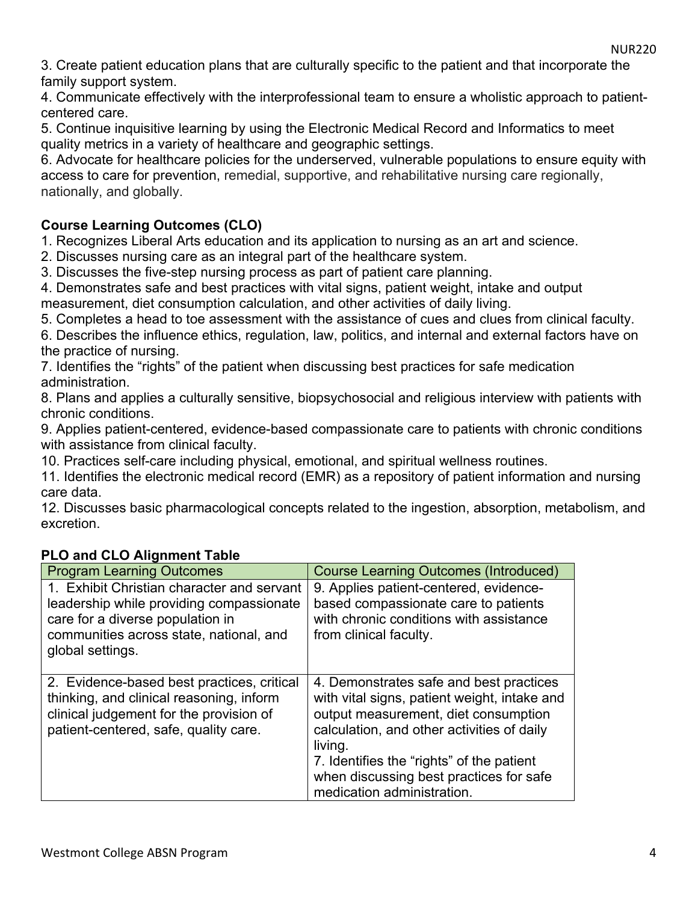3. Create patient education plans that are culturally specific to the patient and that incorporate the family support system.
4. Communicate effectively with the interprofessional team to ensure a wholistic approach to patient-centered care.
5. Continue inquisitive learning by using the Electronic Medical Record and Informatics to meet quality metrics in a variety of healthcare and geographic settings.
6. Advocate for healthcare policies for the underserved, vulnerable populations to ensure equity with access to care for prevention, remedial, supportive, and rehabilitative nursing care regionally, nationally, and globally.

**Course Learning Outcomes (CLO)**

1. Recognizes Liberal Arts education and its application to nursing as an art and science.
2. Discusses nursing care as an integral part of the healthcare system.
3. Discusses the five-step nursing process as part of patient care planning.
4. Demonstrates safe and best practices with vital signs, patient weight, intake and output measurement, diet consumption calculation, and other activities of daily living.
5. Completes a head to toe assessment with the assistance of cues and clues from clinical faculty.
6. Describes the influence ethics, regulation, law, politics, and internal and external factors have on the practice of nursing.
7. Identifies the "rights" of the patient when discussing best practices for safe medication administration.
8. Plans and applies a culturally sensitive, biopsychosocial and religious interview with patients with chronic conditions.
9. Applies patient-centered, evidence-based compassionate care to patients with chronic conditions with assistance from clinical faculty.
10. Practices self-care including physical, emotional, and spiritual wellness routines.
11. Identifies the electronic medical record (EMR) as a repository of patient information and nursing care data.
12. Discusses basic pharmacological concepts related to the ingestion, absorption, metabolism, and excretion.

**PLO and CLO Alignment Table**

| Program Learning Outcomes | Course Learning Outcomes (Introduced) |
| --- | --- |
| 1. Exhibit Christian character and servant leadership while providing compassionate care for a diverse population in communities across state, national, and global settings. | 9. Applies patient-centered, evidence-based compassionate care to patients with chronic conditions with assistance from clinical faculty. |
| 2. Evidence-based best practices, critical thinking, and clinical reasoning, inform clinical judgement for the provision of patient-centered, safe, quality care. | 4. Demonstrates safe and best practices with vital signs, patient weight, intake and output measurement, diet consumption calculation, and other activities of daily living.<br>7. Identifies the "rights" of the patient when discussing best practices for safe medication administration. |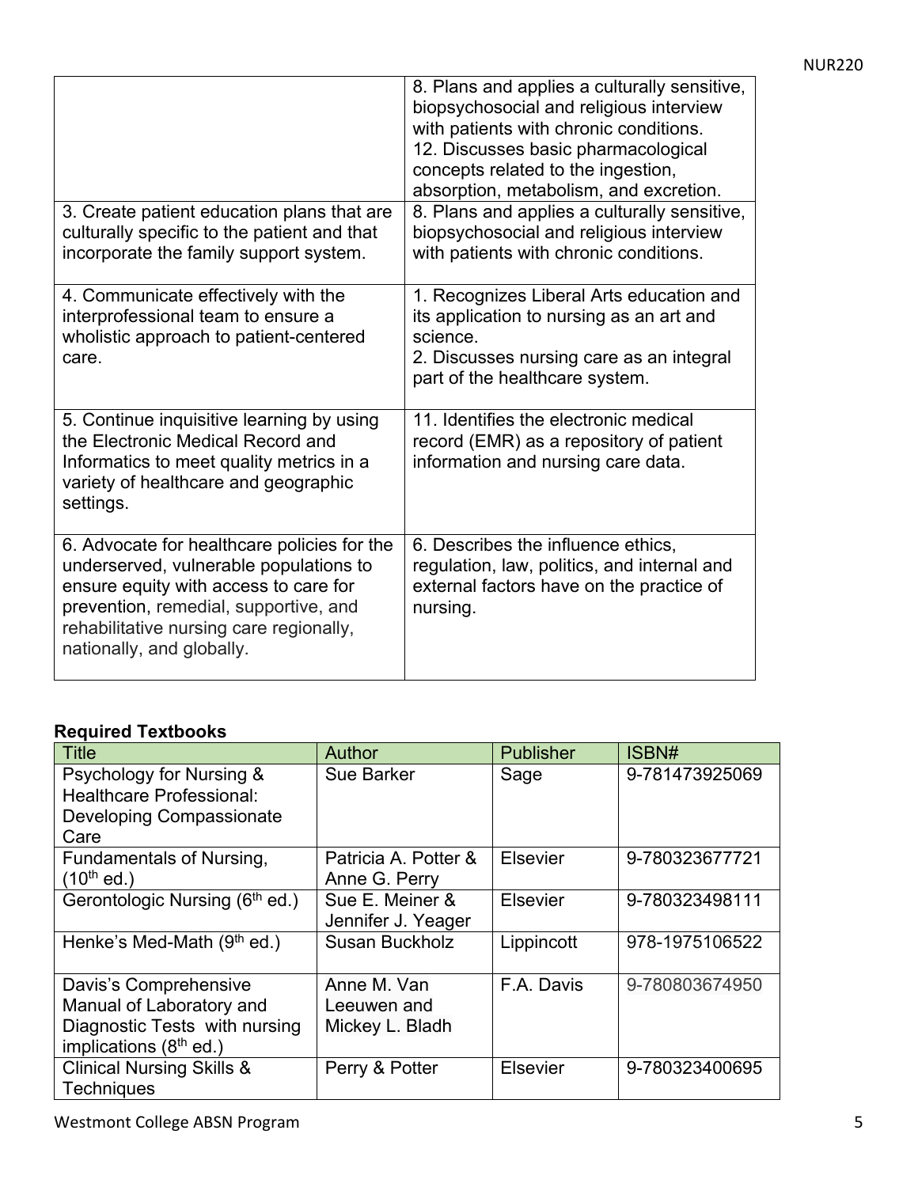| | |
|---|---|
| | 8. Plans and applies a culturally sensitive, biopsychosocial and religious interview with patients with chronic conditions.<br>12. Discusses basic pharmacological concepts related to the ingestion, absorption, metabolism, and excretion. |
| 3. Create patient education plans that are culturally specific to the patient and that incorporate the family support system. | 8. Plans and applies a culturally sensitive, biopsychosocial and religious interview with patients with chronic conditions. |
| 4. Communicate effectively with the interprofessional team to ensure a wholistic approach to patient-centered care. | 1. Recognizes Liberal Arts education and its application to nursing as an art and science.<br>2. Discusses nursing care as an integral part of the healthcare system. |
| 5. Continue inquisitive learning by using the Electronic Medical Record and Informatics to meet quality metrics in a variety of healthcare and geographic settings. | 11. Identifies the electronic medical record (EMR) as a repository of patient information and nursing care data. |
| 6. Advocate for healthcare policies for the underserved, vulnerable populations to ensure equity with access to care for prevention, remedial, supportive, and rehabilitative nursing care regionally, nationally, and globally. | 6. Describes the influence ethics, regulation, law, politics, and internal and external factors have on the practice of nursing. |

**Required Textbooks**

| Title | Author | Publisher | ISBN# |
|---|---|---|---|
| Psychology for Nursing & Healthcare Professional: Developing Compassionate Care | Sue Barker | Sage | 9-781473925069 |
| Fundamentals of Nursing, (10th ed.) | Patricia A. Potter & Anne G. Perry | Elsevier | 9-780323677721 |
| Gerontologic Nursing (6th ed.) | Sue E. Meiner & Jennifer J. Yeager | Elsevier | 9-780323498111 |
| Henke's Med-Math (9th ed.) | Susan Buckholz | Lippincott | 978-1975106522 |
| Davis's Comprehensive Manual of Laboratory and Diagnostic Tests with nursing implications (8th ed.) | Anne M. Van Leeuwen and Mickey L. Bladh | F.A. Davis | 9-780803674950 |
| Clinical Nursing Skills & Techniques | Perry & Potter | Elsevier | 9-780323400695 |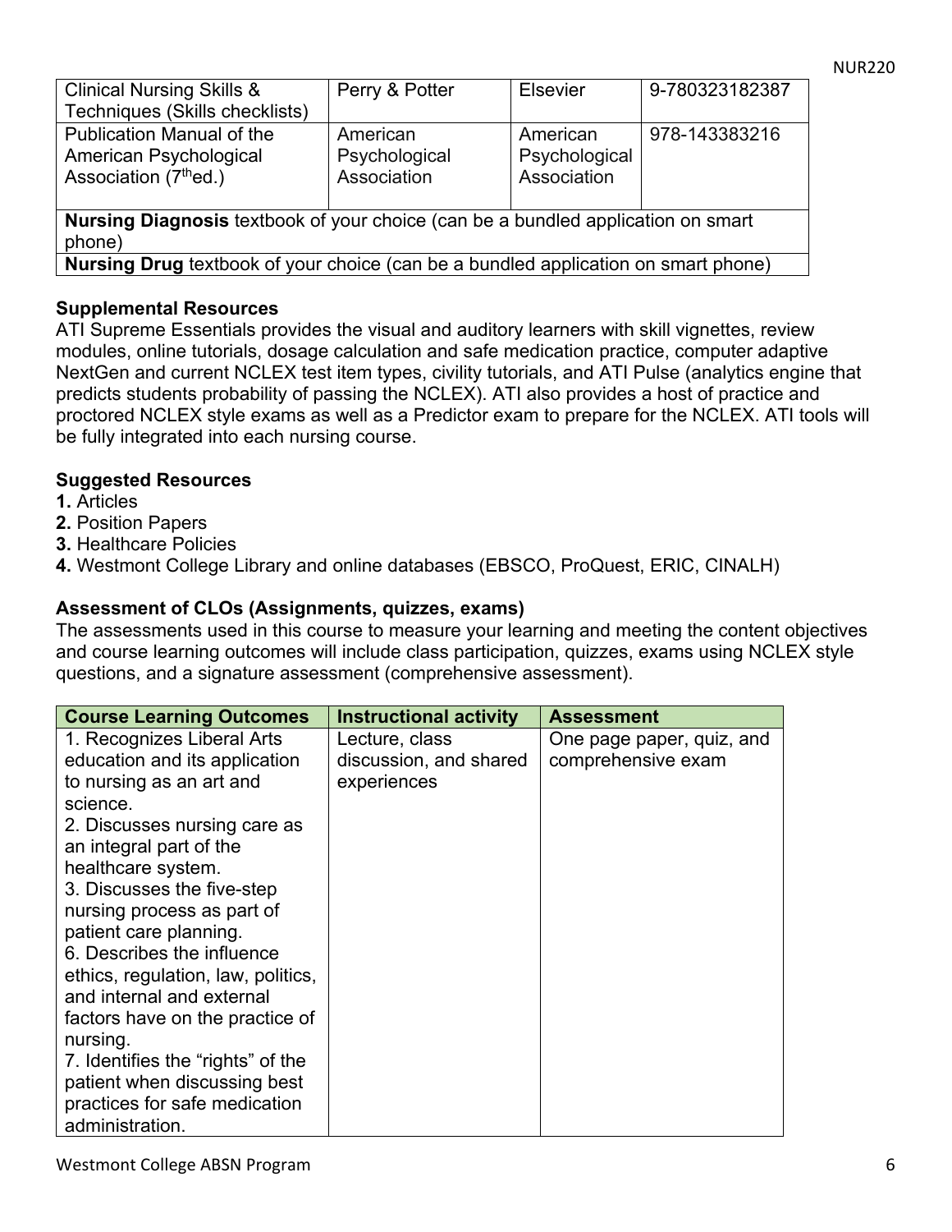| Clinical Nursing Skills & Techniques (Skills checklists) | Perry & Potter | Elsevier | 9-780323182387 |
|---|---|---|---|
| Publication Manual of the American Psychological Association (7thed.) | American Psychological Association | American Psychological Association | 978-143383216 |
| **Nursing Diagnosis** textbook of your choice (can be a bundled application on smart phone) | | | |
| **Nursing Drug** textbook of your choice (can be a bundled application on smart phone) | | | |

**Supplemental Resources**

ATI Supreme Essentials provides the visual and auditory learners with skill vignettes, review modules, online tutorials, dosage calculation and safe medication practice, computer adaptive NextGen and current NCLEX test item types, civility tutorials, and ATI Pulse (analytics engine that predicts students probability of passing the NCLEX). ATI also provides a host of practice and proctored NCLEX style exams as well as a Predictor exam to prepare for the NCLEX. ATI tools will be fully integrated into each nursing course.

**Suggested Resources**

**1.** Articles
**2.** Position Papers
**3.** Healthcare Policies
**4.** Westmont College Library and online databases (EBSCO, ProQuest, ERIC, CINALH)

**Assessment of CLOs (Assignments, quizzes, exams)**

The assessments used in this course to measure your learning and meeting the content objectives and course learning outcomes will include class participation, quizzes, exams using NCLEX style questions, and a signature assessment (comprehensive assessment).

| Course Learning Outcomes | Instructional activity | Assessment |
|---|---|---|
| 1. Recognizes Liberal Arts education and its application to nursing as an art and science.<br>2. Discusses nursing care as an integral part of the healthcare system.<br>3. Discusses the five-step nursing process as part of patient care planning.<br>6. Describes the influence ethics, regulation, law, politics, and internal and external factors have on the practice of nursing.<br>7. Identifies the "rights" of the patient when discussing best practices for safe medication administration. | Lecture, class discussion, and shared experiences | One page paper, quiz, and comprehensive exam |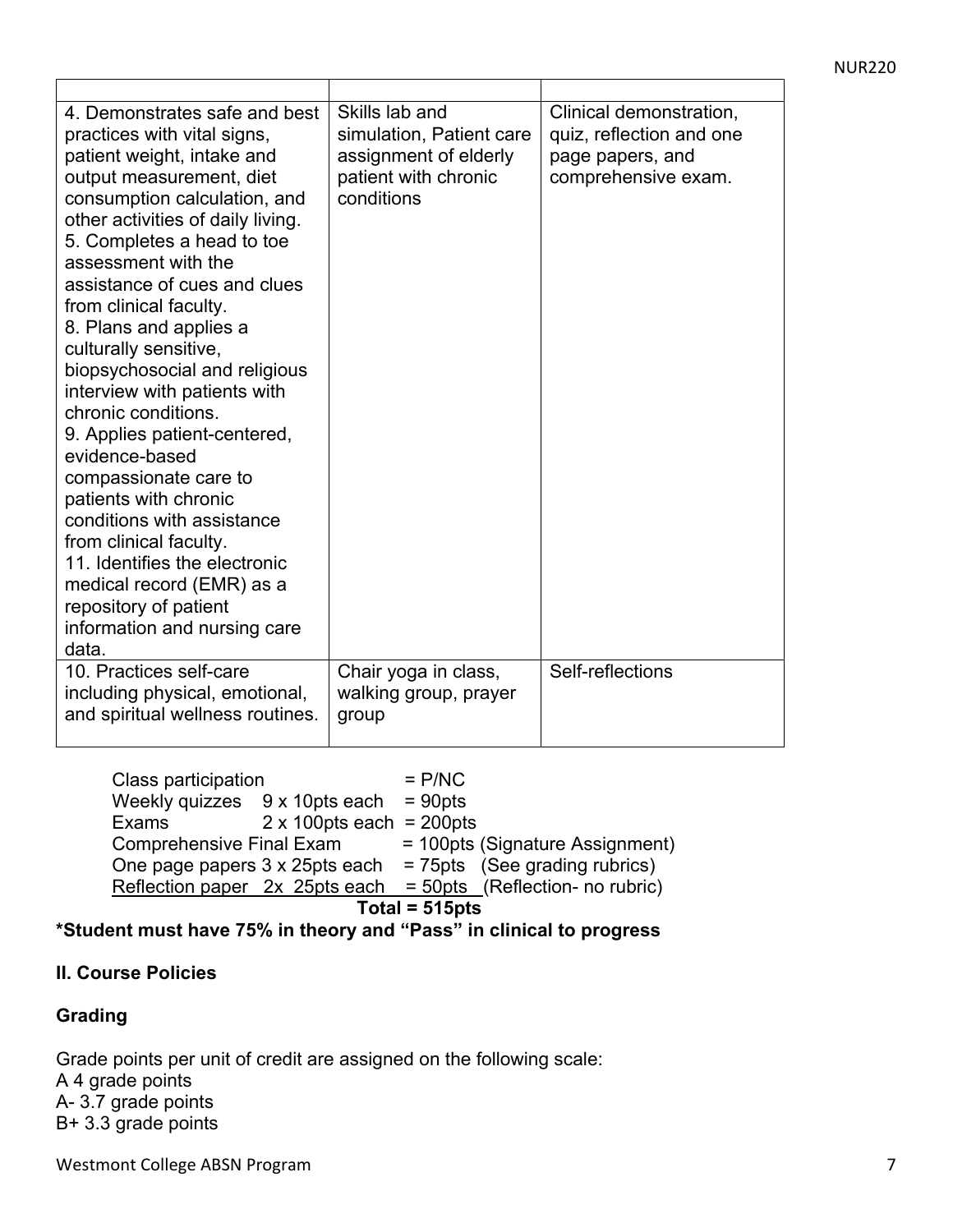| | | |
|---|---|---|
| 4. Demonstrates safe and best practices with vital signs, patient weight, intake and output measurement, diet consumption calculation, and other activities of daily living.<br>5. Completes a head to toe assessment with the assistance of cues and clues from clinical faculty.<br>8. Plans and applies a culturally sensitive, biopsychosocial and religious interview with patients with chronic conditions.<br>9. Applies patient-centered, evidence-based compassionate care to patients with chronic conditions with assistance from clinical faculty.<br>11. Identifies the electronic medical record (EMR) as a repository of patient information and nursing care data. | Skills lab and simulation, Patient care assignment of elderly patient with chronic conditions | Clinical demonstration, quiz, reflection and one page papers, and comprehensive exam. |
| 10. Practices self-care including physical, emotional, and spiritual wellness routines. | Chair yoga in class, walking group, prayer group | Self-reflections |

Class participation = P/NC
Weekly quizzes 9 x 10pts each = 90pts
Exams 2 x 100pts each = 200pts
Comprehensive Final Exam = 100pts (Signature Assignment)
One page papers 3 x 25pts each = 75pts (See grading rubrics)
Reflection paper 2x 25pts each = 50pts (Reflection- no rubric)

**Total = 515pts**

***Student must have 75% in theory and "Pass" in clinical to progress**

## II. Course Policies

### Grading

Grade points per unit of credit are assigned on the following scale:
A 4 grade points
A- 3.7 grade points
B+ 3.3 grade points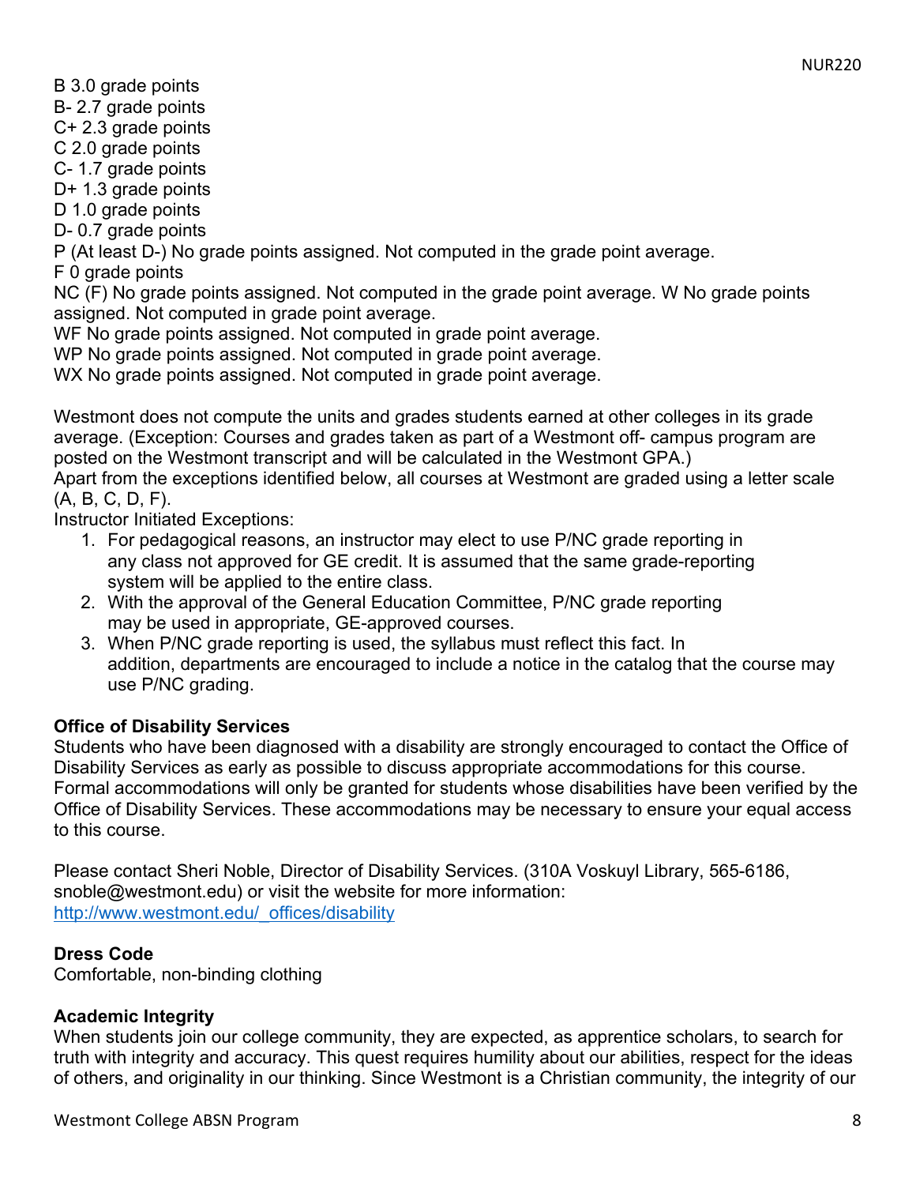B 3.0 grade points
B- 2.7 grade points
C+ 2.3 grade points
C 2.0 grade points
C- 1.7 grade points
D+ 1.3 grade points
D 1.0 grade points
D- 0.7 grade points
P (At least D-) No grade points assigned. Not computed in the grade point average.
F 0 grade points
NC (F) No grade points assigned. Not computed in the grade point average. W No grade points assigned. Not computed in grade point average.
WF No grade points assigned. Not computed in grade point average.
WP No grade points assigned. Not computed in grade point average.
WX No grade points assigned. Not computed in grade point average.

Westmont does not compute the units and grades students earned at other colleges in its grade average. (Exception: Courses and grades taken as part of a Westmont off- campus program are posted on the Westmont transcript and will be calculated in the Westmont GPA.)
Apart from the exceptions identified below, all courses at Westmont are graded using a letter scale (A, B, C, D, F).
Instructor Initiated Exceptions:

1. For pedagogical reasons, an instructor may elect to use P/NC grade reporting in any class not approved for GE credit. It is assumed that the same grade-reporting system will be applied to the entire class.
2. With the approval of the General Education Committee, P/NC grade reporting may be used in appropriate, GE-approved courses.
3. When P/NC grade reporting is used, the syllabus must reflect this fact. In addition, departments are encouraged to include a notice in the catalog that the course may use P/NC grading.

**Office of Disability Services**
Students who have been diagnosed with a disability are strongly encouraged to contact the Office of Disability Services as early as possible to discuss appropriate accommodations for this course. Formal accommodations will only be granted for students whose disabilities have been verified by the Office of Disability Services. These accommodations may be necessary to ensure your equal access to this course.

Please contact Sheri Noble, Director of Disability Services. (310A Voskuyl Library, 565-6186, snoble@westmont.edu) or visit the website for more information: [http://www.westmont.edu/_offices/disability](http://www.westmont.edu/_offices/disability)

**Dress Code**
Comfortable, non-binding clothing

**Academic Integrity**
When students join our college community, they are expected, as apprentice scholars, to search for truth with integrity and accuracy. This quest requires humility about our abilities, respect for the ideas of others, and originality in our thinking. Since Westmont is a Christian community, the integrity of our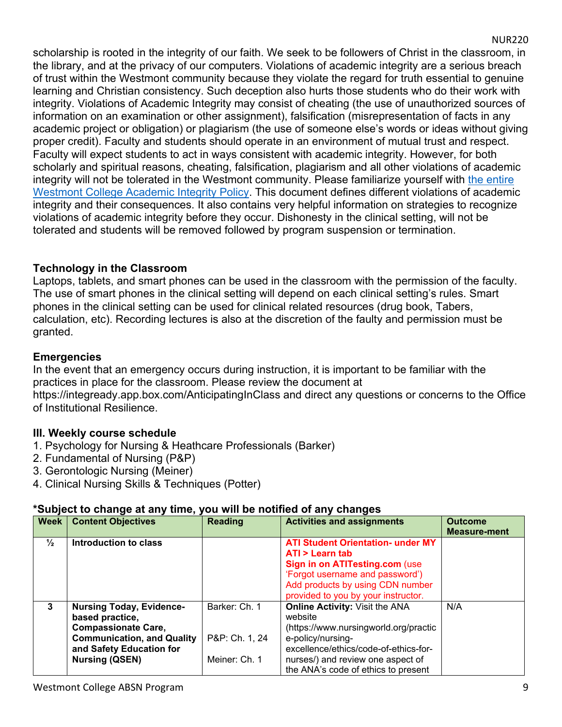scholarship is rooted in the integrity of our faith. We seek to be followers of Christ in the classroom, in the library, and at the privacy of our computers. Violations of academic integrity are a serious breach of trust within the Westmont community because they violate the regard for truth essential to genuine learning and Christian consistency. Such deception also hurts those students who do their work with integrity. Violations of Academic Integrity may consist of cheating (the use of unauthorized sources of information on an examination or other assignment), falsification (misrepresentation of facts in any academic project or obligation) or plagiarism (the use of someone else's words or ideas without giving proper credit). Faculty and students should operate in an environment of mutual trust and respect. Faculty will expect students to act in ways consistent with academic integrity. However, for both scholarly and spiritual reasons, cheating, falsification, plagiarism and all other violations of academic integrity will not be tolerated in the Westmont community. Please familiarize yourself with the entire Westmont College Academic Integrity Policy. This document defines different violations of academic integrity and their consequences. It also contains very helpful information on strategies to recognize violations of academic integrity before they occur. Dishonesty in the clinical setting, will not be tolerated and students will be removed followed by program suspension or termination.

### Technology in the Classroom

Laptops, tablets, and smart phones can be used in the classroom with the permission of the faculty. The use of smart phones in the clinical setting will depend on each clinical setting's rules. Smart phones in the clinical setting can be used for clinical related resources (drug book, Tabers, calculation, etc). Recording lectures is also at the discretion of the faulty and permission must be granted.

### Emergencies

In the event that an emergency occurs during instruction, it is important to be familiar with the practices in place for the classroom. Please review the document at https://integready.app.box.com/AnticipatingInClass and direct any questions or concerns to the Office of Institutional Resilience.

## III. Weekly course schedule

1. Psychology for Nursing & Heathcare Professionals (Barker)
2. Fundamental of Nursing (P&P)
3. Gerontologic Nursing (Meiner)
4. Clinical Nursing Skills & Techniques (Potter)

**\*Subject to change at any time, you will be notified of any changes**

| Week | Content Objectives | Reading | Activities and assignments | Outcome Measure-ment |
|---|---|---|---|---|
| ½ | **Introduction to class** | | **ATI Student Orientation- under MY ATI > Learn tab** **Sign in on ATITesting.com** (use 'Forgot username and password') Add products by using CDN number provided to you by your instructor. | |
| 3 | **Nursing Today, Evidence-based practice, Compassionate Care, Communication, and Quality and Safety Education for Nursing (QSEN)** | Barker: Ch. 1<br>P&P: Ch. 1, 24<br>Meiner: Ch. 1 | **Online Activity:** Visit the ANA website (https://www.nursingworld.org/practice-policy/nursing-excellence/ethics/code-of-ethics-for-nurses/) and review one aspect of the ANA's code of ethics to present | N/A |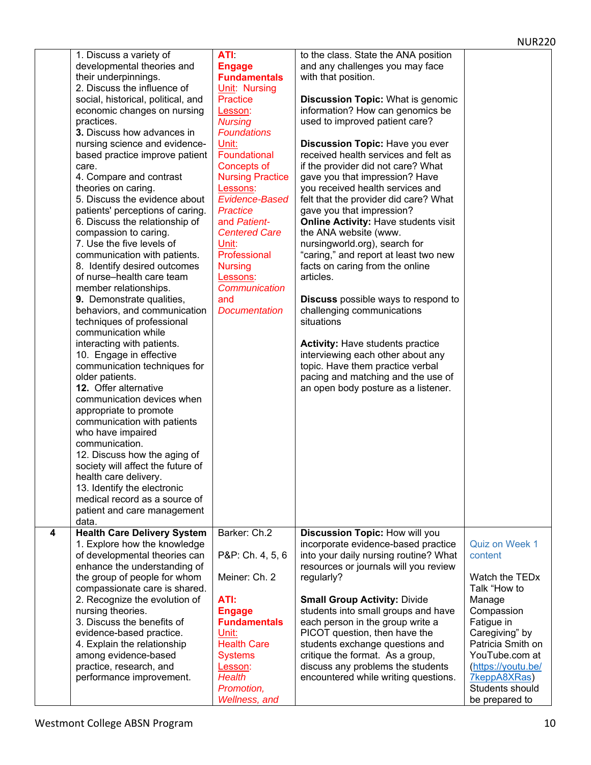| | | | | |
|---|---|---|---|---|
| | 1. Discuss a variety of developmental theories and their underpinnings.<br>2. Discuss the influence of social, historical, political, and economic changes on nursing practices.<br>**3.** Discuss how advances in nursing science and evidence-based practice improve patient care.<br>4. Compare and contrast theories on caring.<br>5. Discuss the evidence about patients' perceptions of caring.<br>6. Discuss the relationship of compassion to caring.<br>7. Use the five levels of communication with patients.<br>8. Identify desired outcomes of nurse–health care team member relationships.<br>**9.** Demonstrate qualities, behaviors, and communication techniques of professional communication while interacting with patients.<br>10. Engage in effective communication techniques for older patients.<br>**12.** Offer alternative communication devices when appropriate to promote communication with patients who have impaired communication.<br>12. Discuss how the aging of society will affect the future of health care delivery.<br>13. Identify the electronic medical record as a source of patient and care management data. | **ATI**:<br>**Engage Fundamentals**<br>Unit: Nursing Practice<br>Lesson: *Nursing Foundations*<br>Unit: Foundational Concepts of Nursing Practice<br>Lessons: *Evidence-Based Practice and Patient-Centered Care*<br>Unit: Professional Nursing<br>Lessons: *Communication and Documentation* | to the class. State the ANA position and any challenges you may face with that position.<br><br>**Discussion Topic:** What is genomic information? How can genomics be used to improved patient care?<br><br>**Discussion Topic:** Have you ever received health services and felt as if the provider did not care? What gave you that impression? Have you received health services and felt that the provider did care? What gave you that impression?<br>**Online Activity:** Have students visit the ANA website (www. nursingworld.org), search for "caring," and report at least two new facts on caring from the online articles.<br><br>**Discuss** possible ways to respond to challenging communications situations<br><br>**Activity:** Have students practice interviewing each other about any topic. Have them practice verbal pacing and matching and the use of an open body posture as a listener. | |
| **4** | **Health Care Delivery System**<br>1. Explore how the knowledge of developmental theories can enhance the understanding of the group of people for whom compassionate care is shared.<br>2. Recognize the evolution of nursing theories.<br>3. Discuss the benefits of evidence-based practice.<br>4. Explain the relationship among evidence-based practice, research, and performance improvement. | Barker: Ch.2<br><br>P&P: Ch. 4, 5, 6<br><br>Meiner: Ch. 2<br><br>**ATI:**<br>**Engage Fundamentals**<br>Unit: Health Care Systems<br>Lesson: *Health Promotion, Wellness, and* | **Discussion Topic:** How will you incorporate evidence-based practice into your daily nursing routine? What resources or journals will you review regularly?<br><br>**Small Group Activity:** Divide students into small groups and have each person in the group write a PICOT question, then have the students exchange questions and critique the format. As a group, discuss any problems the students encountered while writing questions. | Quiz on Week 1 content<br><br>Watch the TEDx Talk "How to Manage Compassion Fatigue in Caregiving" by Patricia Smith on YouTube.com at (https://youtu.be/7keppA8XRas) Students should be prepared to |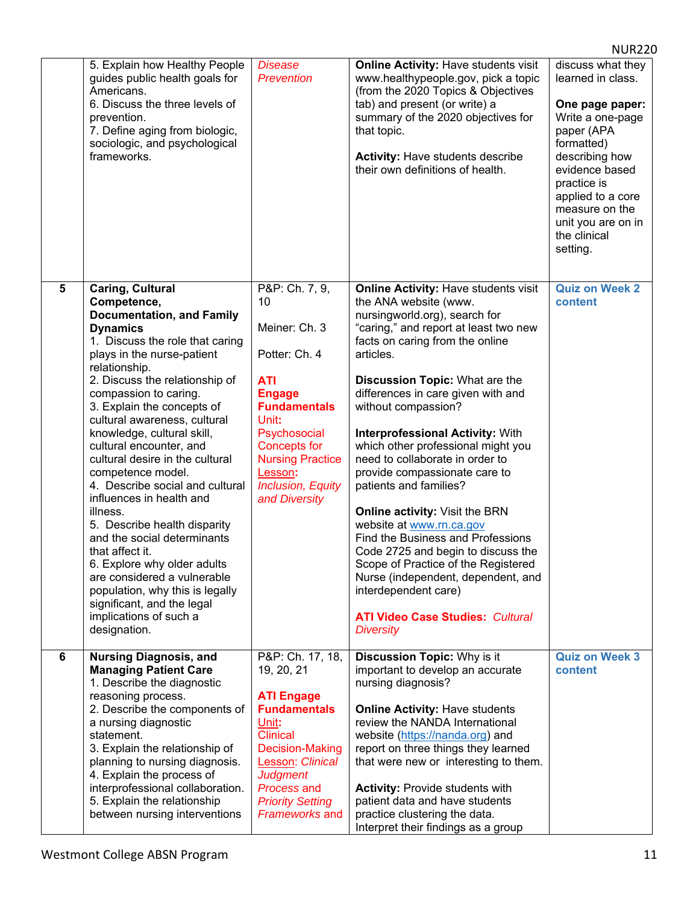| | | | | |
|---|---|---|---|---|
| | 5. Explain how Healthy People guides public health goals for Americans.<br>6. Discuss the three levels of prevention.<br>7. Define aging from biologic, sociologic, and psychological frameworks. | *Disease Prevention* | **Online Activity:** Have students visit www.healthypeople.gov, pick a topic (from the 2020 Topics & Objectives tab) and present (or write) a summary of the 2020 objectives for that topic.<br><br>**Activity:** Have students describe their own definitions of health. | discuss what they learned in class.<br><br>**One page paper:** Write a one-page paper (APA formatted) describing how evidence based practice is applied to a core measure on the unit you are on in the clinical setting. |
| **5** | **Caring, Cultural Competence, Documentation, and Family Dynamics**<br>1. Discuss the role that caring plays in the nurse-patient relationship.<br>2. Discuss the relationship of compassion to caring.<br>3. Explain the concepts of cultural awareness, cultural knowledge, cultural skill, cultural encounter, and cultural desire in the cultural competence model.<br>4. Describe social and cultural influences in health and illness.<br>5. Describe health disparity and the social determinants that affect it.<br>6. Explore why older adults are considered a vulnerable population, why this is legally significant, and the legal implications of such a designation. | P&P: Ch. 7, 9, 10<br><br>Meiner: Ch. 3<br><br>Potter: Ch. 4<br><br>**ATI Engage Fundamentals Unit:** Psychosocial Concepts for Nursing Practice Lesson: *Inclusion, Equity and Diversity* | **Online Activity:** Have students visit the ANA website (www. nursingworld.org), search for "caring," and report at least two new facts on caring from the online articles.<br><br>**Discussion Topic:** What are the differences in care given with and without compassion?<br><br>**Interprofessional Activity:** With which other professional might you need to collaborate in order to provide compassionate care to patients and families?<br><br>**Online activity:** Visit the BRN website at www.rn.ca.gov Find the Business and Professions Code 2725 and begin to discuss the Scope of Practice of the Registered Nurse (independent, dependent, and interdependent care)<br><br>**ATI Video Case Studies:** *Cultural Diversity* | **Quiz on Week 2 content** |
| **6** | **Nursing Diagnosis, and Managing Patient Care**<br>1. Describe the diagnostic reasoning process.<br>2. Describe the components of a nursing diagnostic statement.<br>3. Explain the relationship of planning to nursing diagnosis.<br>4. Explain the process of interprofessional collaboration.<br>5. Explain the relationship between nursing interventions | P&P: Ch. 17, 18, 19, 20, 21<br><br>**ATI Engage Fundamentals Unit:** Clinical Decision-Making Lesson: *Clinical Judgment Process and Priority Setting Frameworks and* | **Discussion Topic:** Why is it important to develop an accurate nursing diagnosis?<br><br>**Online Activity:** Have students review the NANDA International website (https://nanda.org) and report on three things they learned that were new or interesting to them.<br><br>**Activity:** Provide students with patient data and have students practice clustering the data. Interpret their findings as a group | **Quiz on Week 3 content** |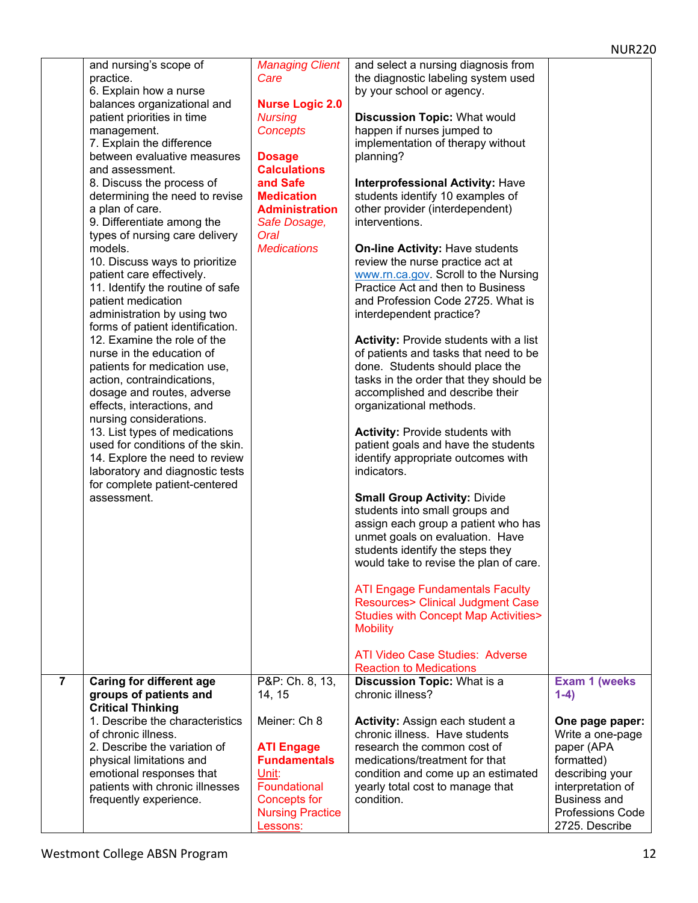| | | | | |
|---|---|---|---|---|
| | and nursing's scope of practice.<br>6. Explain how a nurse balances organizational and patient priorities in time management.<br>7. Explain the difference between evaluative measures and assessment.<br>8. Discuss the process of determining the need to revise a plan of care.<br>9. Differentiate among the types of nursing care delivery models.<br>10. Discuss ways to prioritize patient care effectively.<br>11. Identify the routine of safe patient medication administration by using two forms of patient identification.<br>12. Examine the role of the nurse in the education of patients for medication use, action, contraindications, dosage and routes, adverse effects, interactions, and nursing considerations.<br>13. List types of medications used for conditions of the skin.<br>14. Explore the need to review laboratory and diagnostic tests for complete patient-centered assessment. | *Managing Client Care*<br><br>**Nurse Logic 2.0** *Nursing Concepts*<br><br>**Dosage Calculations and Safe Medication Administration** *Safe Dosage, Oral Medications* | and select a nursing diagnosis from the diagnostic labeling system used by your school or agency.<br><br>**Discussion Topic:** What would happen if nurses jumped to implementation of therapy without planning?<br><br>**Interprofessional Activity:** Have students identify 10 examples of other provider (interdependent) interventions.<br><br>**On-line Activity:** Have students review the nurse practice act at www.rn.ca.gov. Scroll to the Nursing Practice Act and then to Business and Profession Code 2725. What is interdependent practice?<br><br>**Activity:** Provide students with a list of patients and tasks that need to be done. Students should place the tasks in the order that they should be accomplished and describe their organizational methods.<br><br>**Activity:** Provide students with patient goals and have the students identify appropriate outcomes with indicators.<br><br>**Small Group Activity:** Divide students into small groups and assign each group a patient who has unmet goals on evaluation. Have students identify the steps they would take to revise the plan of care.<br><br>ATI Engage Fundamentals Faculty Resources> Clinical Judgment Case Studies with Concept Map Activities> Mobility<br><br>ATI Video Case Studies: Adverse Reaction to Medications | |
| 7 | **Caring for different age groups of patients and Critical Thinking**<br>1. Describe the characteristics of chronic illness.<br>2. Describe the variation of physical limitations and emotional responses that patients with chronic illnesses frequently experience. | P&P: Ch. 8, 13, 14, 15<br><br>Meiner: Ch 8<br><br>**ATI Engage Fundamentals** Unit: Foundational Concepts for Nursing Practice Lessons: | **Discussion Topic:** What is a chronic illness?<br><br>**Activity:** Assign each student a chronic illness. Have students research the common cost of medications/treatment for that condition and come up an estimated yearly total cost to manage that condition. | **Exam 1 (weeks 1-4)**<br><br>**One page paper:** Write a one-page paper (APA formatted) describing your interpretation of Business and Professions Code 2725. Describe |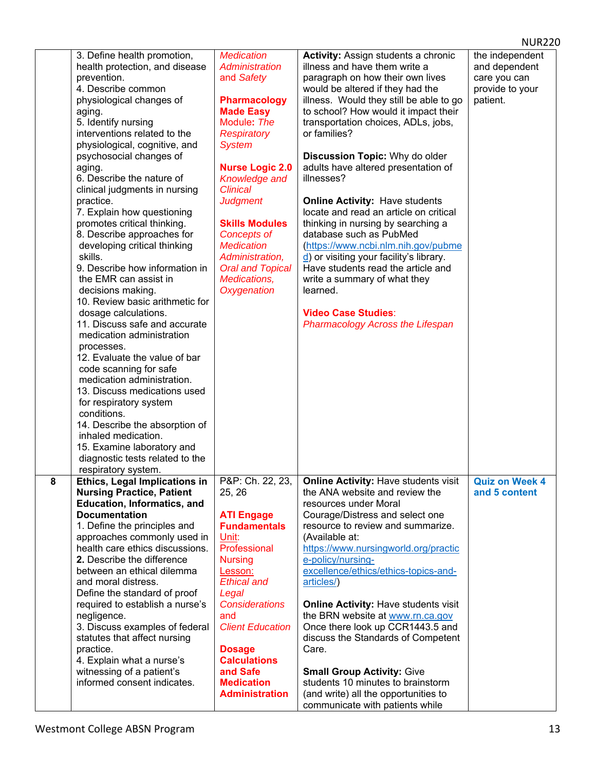| | | | | |
|---|---|---|---|---|
| | 3. Define health promotion, health protection, and disease prevention.<br>4. Describe common physiological changes of aging.<br>5. Identify nursing interventions related to the physiological, cognitive, and psychosocial changes of aging.<br>6. Describe the nature of clinical judgments in nursing practice.<br>7. Explain how questioning promotes critical thinking.<br>8. Describe approaches for developing critical thinking skills.<br>9. Describe how information in the EMR can assist in decisions making.<br>10. Review basic arithmetic for dosage calculations.<br>11. Discuss safe and accurate medication administration processes.<br>12. Evaluate the value of bar code scanning for safe medication administration.<br>13. Discuss medications used for respiratory system conditions.<br>14. Describe the absorption of inhaled medication.<br>15. Examine laboratory and diagnostic tests related to the respiratory system. | *Medication Administration and Safety*<br><br>**Pharmacology Made Easy** Module: *The Respiratory System*<br><br>**Nurse Logic 2.0** *Knowledge and Clinical Judgment*<br><br>**Skills Modules** *Concepts of Medication Administration, Oral and Topical Medications, Oxygenation* | **Activity:** Assign students a chronic illness and have them write a paragraph on how their own lives would be altered if they had the illness. Would they still be able to go to school? How would it impact their transportation choices, ADLs, jobs, or families?<br><br>**Discussion Topic:** Why do older adults have altered presentation of illnesses?<br><br>**Online Activity:** Have students locate and read an article on critical thinking in nursing by searching a database such as PubMed (https://www.ncbi.nlm.nih.gov/pubmed) or visiting your facility's library. Have students read the article and write a summary of what they learned.<br><br>**Video Case Studies**: *Pharmacology Across the Lifespan* | the independent and dependent care you can provide to your patient. |
| 8 | **Ethics, Legal Implications in Nursing Practice, Patient Education, Informatics, and Documentation**<br>1. Define the principles and approaches commonly used in health care ethics discussions.<br>**2.** Describe the difference between an ethical dilemma and moral distress.<br>Define the standard of proof required to establish a nurse's negligence.<br>3. Discuss examples of federal statutes that affect nursing practice.<br>4. Explain what a nurse's witnessing of a patient's informed consent indicates. | P&P: Ch. 22, 23, 25, 26<br><br>**ATI Engage Fundamentals** Unit: Professional Nursing Lesson: *Ethical and Legal Considerations and Client Education*<br><br>**Dosage Calculations and Safe Medication Administration** | **Online Activity:** Have students visit the ANA website and review the resources under Moral Courage/Distress and select one resource to review and summarize. (Available at: https://www.nursingworld.org/practice-policy/nursing-excellence/ethics/ethics-topics-and-articles/)<br><br>**Online Activity:** Have students visit the BRN website at www.rn.ca.gov Once there look up CCR1443.5 and discuss the Standards of Competent Care.<br><br>**Small Group Activity:** Give students 10 minutes to brainstorm (and write) all the opportunities to communicate with patients while | **Quiz on Week 4 and 5 content** |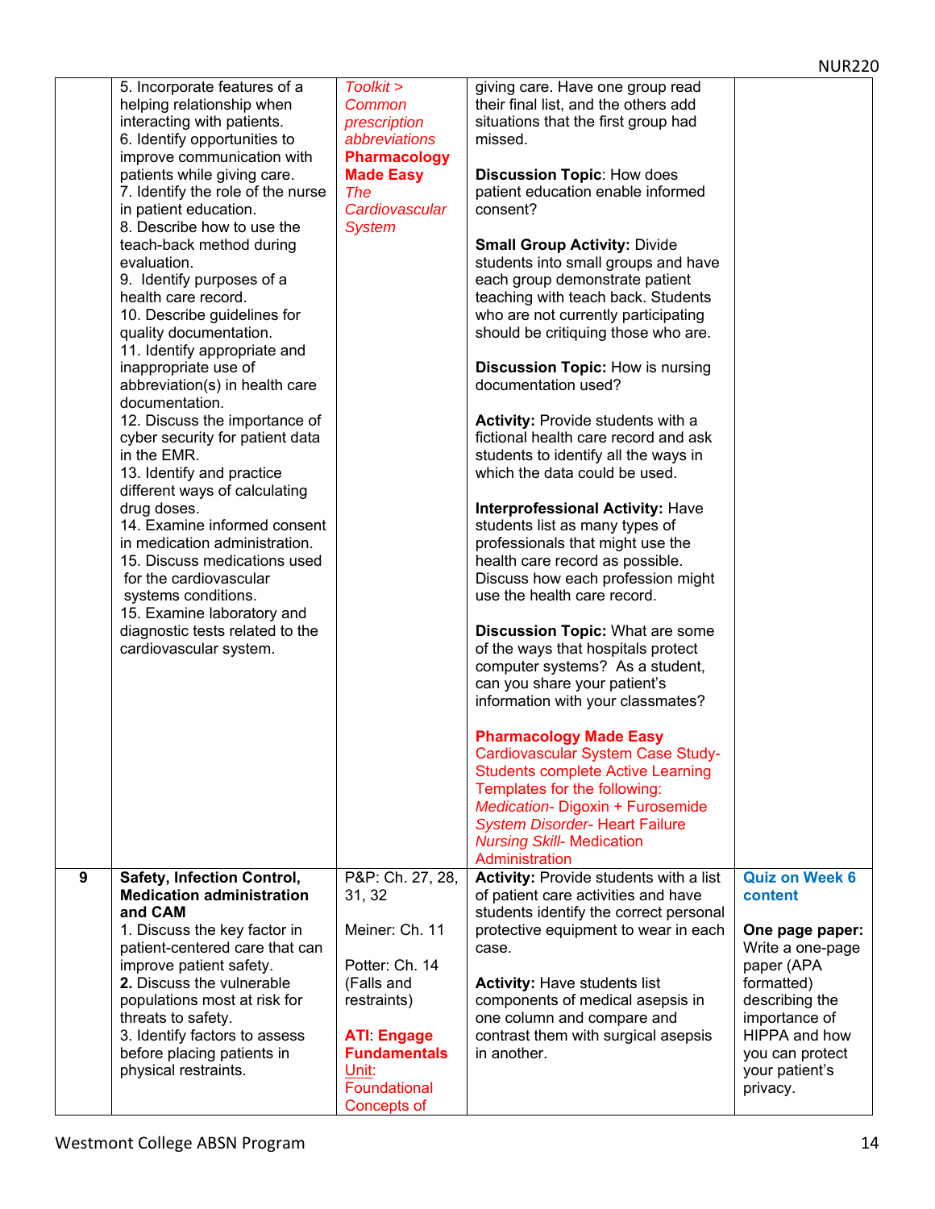| | | | | |
|---|---|---|---|---|
| | 5. Incorporate features of a helping relationship when interacting with patients.<br>6. Identify opportunities to improve communication with patients while giving care.<br>7. Identify the role of the nurse in patient education.<br>8. Describe how to use the teach-back method during evaluation.<br>9. Identify purposes of a health care record.<br>10. Describe guidelines for quality documentation.<br>11. Identify appropriate and inappropriate use of abbreviation(s) in health care documentation.<br>12. Discuss the importance of cyber security for patient data in the EMR.<br>13. Identify and practice different ways of calculating drug doses.<br>14. Examine informed consent in medication administration.<br>15. Discuss medications used for the cardiovascular systems conditions.<br>15. Examine laboratory and diagnostic tests related to the cardiovascular system. | *Toolkit > Common prescription abbreviations*<br>**Pharmacology Made Easy**<br>*The Cardiovascular System* | giving care. Have one group read their final list, and the others add situations that the first group had missed.<br><br>**Discussion Topic**: How does patient education enable informed consent?<br><br>**Small Group Activity:** Divide students into small groups and have each group demonstrate patient teaching with teach back. Students who are not currently participating should be critiquing those who are.<br><br>**Discussion Topic:** How is nursing documentation used?<br><br>**Activity:** Provide students with a fictional health care record and ask students to identify all the ways in which the data could be used.<br><br>**Interprofessional Activity:** Have students list as many types of professionals that might use the health care record as possible. Discuss how each profession might use the health care record.<br><br>**Discussion Topic:** What are some of the ways that hospitals protect computer systems? As a student, can you share your patient's information with your classmates?<br><br>**Pharmacology Made Easy**<br>Cardiovascular System Case Study- Students complete Active Learning Templates for the following:<br>*Medication*- Digoxin + Furosemide<br>*System Disorder*- Heart Failure<br>*Nursing Skill*- Medication Administration | |
| **9** | **Safety, Infection Control, Medication administration and CAM**<br>1. Discuss the key factor in patient-centered care that can improve patient safety.<br>**2.** Discuss the vulnerable populations most at risk for threats to safety.<br>3. Identify factors to assess before placing patients in physical restraints. | P&P: Ch. 27, 28, 31, 32<br><br>Meiner: Ch. 11<br><br>Potter: Ch. 14 (Falls and restraints)<br><br>**ATI**: **Engage Fundamentals** Unit: Foundational Concepts of | **Activity:** Provide students with a list of patient care activities and have students identify the correct personal protective equipment to wear in each case.<br><br>**Activity:** Have students list components of medical asepsis in one column and compare and contrast them with surgical asepsis in another. | **Quiz on Week 6 content**<br><br>**One page paper:** Write a one-page paper (APA formatted) describing the importance of HIPPA and how you can protect your patient's privacy. |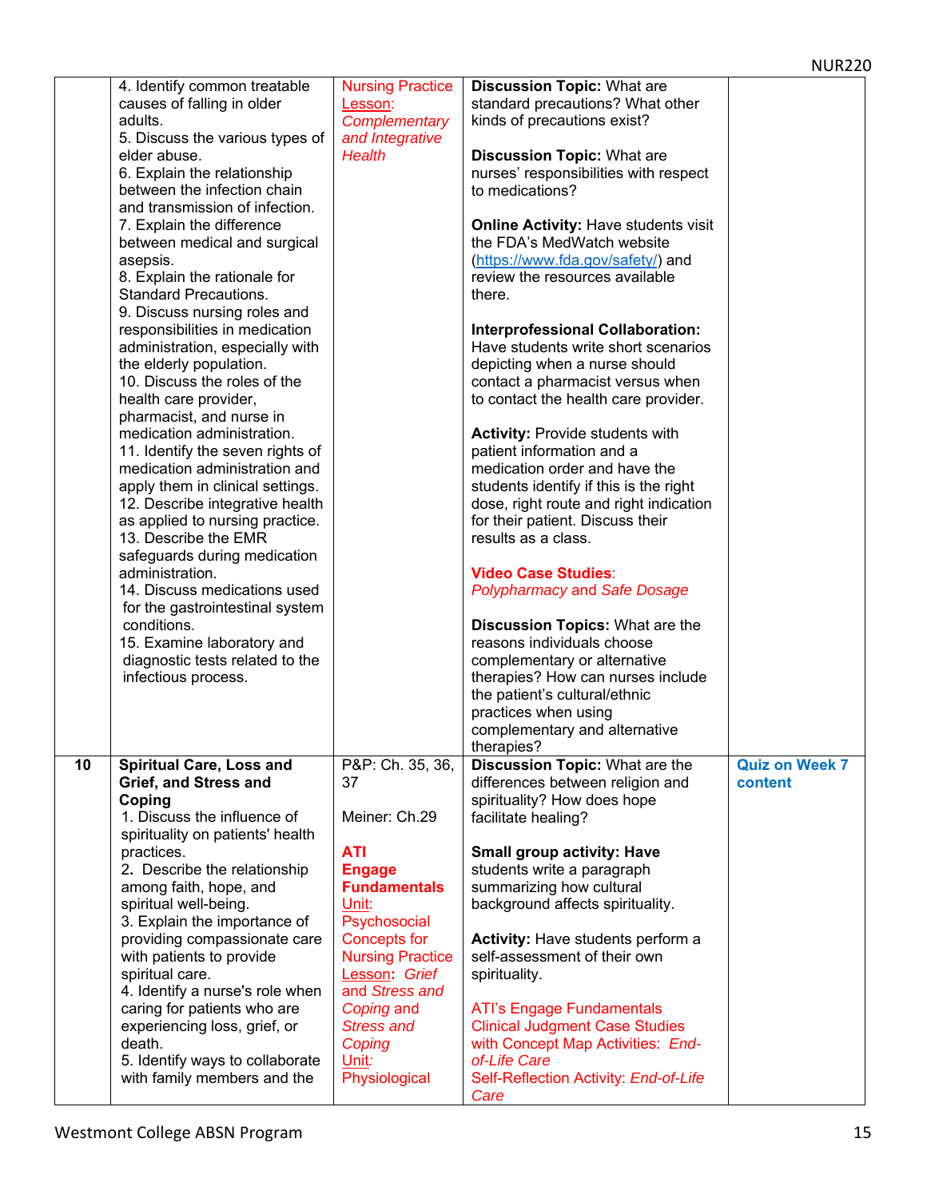| | | | | |
|---|---|---|---|---|
| | 4. Identify common treatable causes of falling in older adults.<br>5. Discuss the various types of elder abuse.<br>6. Explain the relationship between the infection chain and transmission of infection.<br>7. Explain the difference between medical and surgical asepsis.<br>8. Explain the rationale for Standard Precautions.<br>9. Discuss nursing roles and responsibilities in medication administration, especially with the elderly population.<br>10. Discuss the roles of the health care provider, pharmacist, and nurse in medication administration.<br>11. Identify the seven rights of medication administration and apply them in clinical settings.<br>12. Describe integrative health as applied to nursing practice.<br>13. Describe the EMR safeguards during medication administration.<br>14. Discuss medications used for the gastrointestinal system conditions.<br>15. Examine laboratory and diagnostic tests related to the infectious process. | Nursing Practice Lesson: *Complementary and Integrative Health* | **Discussion Topic:** What are standard precautions? What other kinds of precautions exist?<br><br>**Discussion Topic:** What are nurses' responsibilities with respect to medications?<br><br>**Online Activity:** Have students visit the FDA's MedWatch website (https://www.fda.gov/safety/) and review the resources available there.<br><br>**Interprofessional Collaboration:** Have students write short scenarios depicting when a nurse should contact a pharmacist versus when to contact the health care provider.<br><br>**Activity:** Provide students with patient information and a medication order and have the students identify if this is the right dose, right route and right indication for their patient. Discuss their results as a class.<br><br>**Video Case Studies**: *Polypharmacy* and *Safe Dosage*<br><br>**Discussion Topics:** What are the reasons individuals choose complementary or alternative therapies? How can nurses include the patient's cultural/ethnic practices when using complementary and alternative therapies? | |
| **10** | **Spiritual Care, Loss and Grief, and Stress and Coping**<br>1. Discuss the influence of spirituality on patients' health practices.<br>2. Describe the relationship among faith, hope, and spiritual well-being.<br>3. Explain the importance of providing compassionate care with patients to provide spiritual care.<br>4. Identify a nurse's role when caring for patients who are experiencing loss, grief, or death.<br>5. Identify ways to collaborate with family members and the | P&P: Ch. 35, 36, 37<br><br>Meiner: Ch.29<br><br>**ATI Engage Fundamentals** Unit: Psychosocial Concepts for Nursing Practice Lesson**:** *Grief and Stress and Coping and Stress and Coping* Unit*:* Physiological | **Discussion Topic:** What are the differences between religion and spirituality? How does hope facilitate healing?<br><br>**Small group activity: Have** students write a paragraph summarizing how cultural background affects spirituality.<br><br>**Activity:** Have students perform a self-assessment of their own spirituality.<br><br>ATI's Engage Fundamentals Clinical Judgment Case Studies with Concept Map Activities: *End-of-Life Care*<br>Self-Reflection Activity: *End-of-Life Care* | **Quiz on Week 7 content** |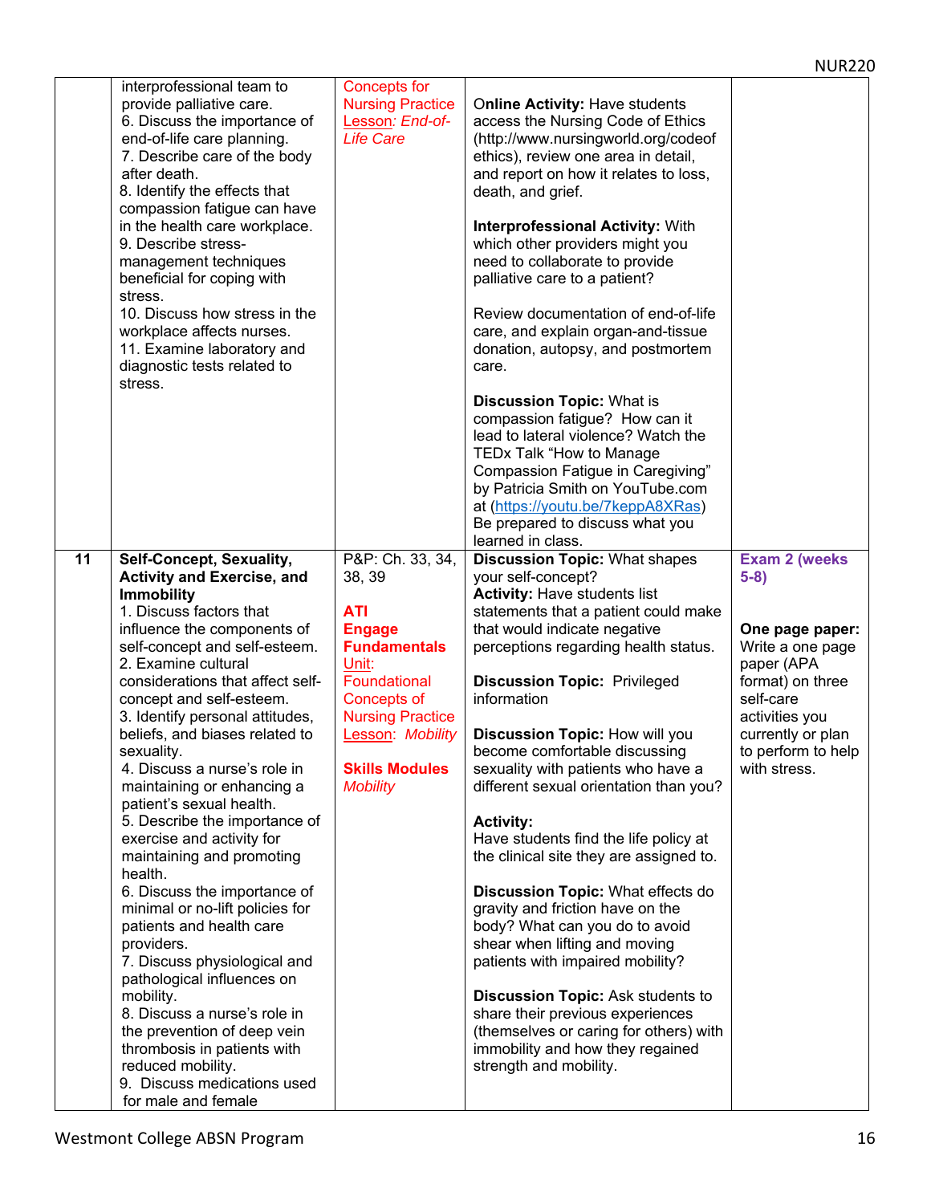| | | | | |
|---|---|---|---|---|
| | interprofessional team to provide palliative care.<br>6. Discuss the importance of end-of-life care planning.<br>7. Describe care of the body after death.<br>8. Identify the effects that compassion fatigue can have in the health care workplace.<br>9. Describe stress-management techniques beneficial for coping with stress.<br>10. Discuss how stress in the workplace affects nurses.<br>11. Examine laboratory and diagnostic tests related to stress. | Concepts for Nursing Practice<br>Lesson: *End-of-Life Care* | **Online Activity:** Have students access the Nursing Code of Ethics (http://www.nursingworld.org/codeof ethics), review one area in detail, and report on how it relates to loss, death, and grief.<br><br>**Interprofessional Activity:** With which other providers might you need to collaborate to provide palliative care to a patient?<br><br>Review documentation of end-of-life care, and explain organ-and-tissue donation, autopsy, and postmortem care.<br><br>**Discussion Topic:** What is compassion fatigue? How can it lead to lateral violence? Watch the TEDx Talk "How to Manage Compassion Fatigue in Caregiving" by Patricia Smith on YouTube.com at (https://youtu.be/7keppA8XRas) Be prepared to discuss what you learned in class. | |
| **11** | **Self-Concept, Sexuality, Activity and Exercise, and Immobility**<br>1. Discuss factors that influence the components of self-concept and self-esteem.<br>2. Examine cultural considerations that affect self-concept and self-esteem.<br>3. Identify personal attitudes, beliefs, and biases related to sexuality.<br>4. Discuss a nurse's role in maintaining or enhancing a patient's sexual health.<br>5. Describe the importance of exercise and activity for maintaining and promoting health.<br>6. Discuss the importance of minimal or no-lift policies for patients and health care providers.<br>7. Discuss physiological and pathological influences on mobility.<br>8. Discuss a nurse's role in the prevention of deep vein thrombosis in patients with reduced mobility.<br>9. Discuss medications used for male and female | P&P: Ch. 33, 34, 38, 39<br><br>**ATI Engage Fundamentals**<br>Unit: Foundational Concepts of Nursing Practice<br>Lesson: *Mobility*<br><br>**Skills Modules**<br>*Mobility* | **Discussion Topic:** What shapes your self-concept?<br>**Activity:** Have students list statements that a patient could make that would indicate negative perceptions regarding health status.<br><br>**Discussion Topic:** Privileged information<br><br>**Discussion Topic:** How will you become comfortable discussing sexuality with patients who have a different sexual orientation than you?<br><br>**Activity:**<br>Have students find the life policy at the clinical site they are assigned to.<br><br>**Discussion Topic:** What effects do gravity and friction have on the body? What can you do to avoid shear when lifting and moving patients with impaired mobility?<br><br>**Discussion Topic:** Ask students to share their previous experiences (themselves or caring for others) with immobility and how they regained strength and mobility. | **Exam 2 (weeks 5-8)**<br><br>**One page paper:** Write a one page paper (APA format) on three self-care activities you currently or plan to perform to help with stress. |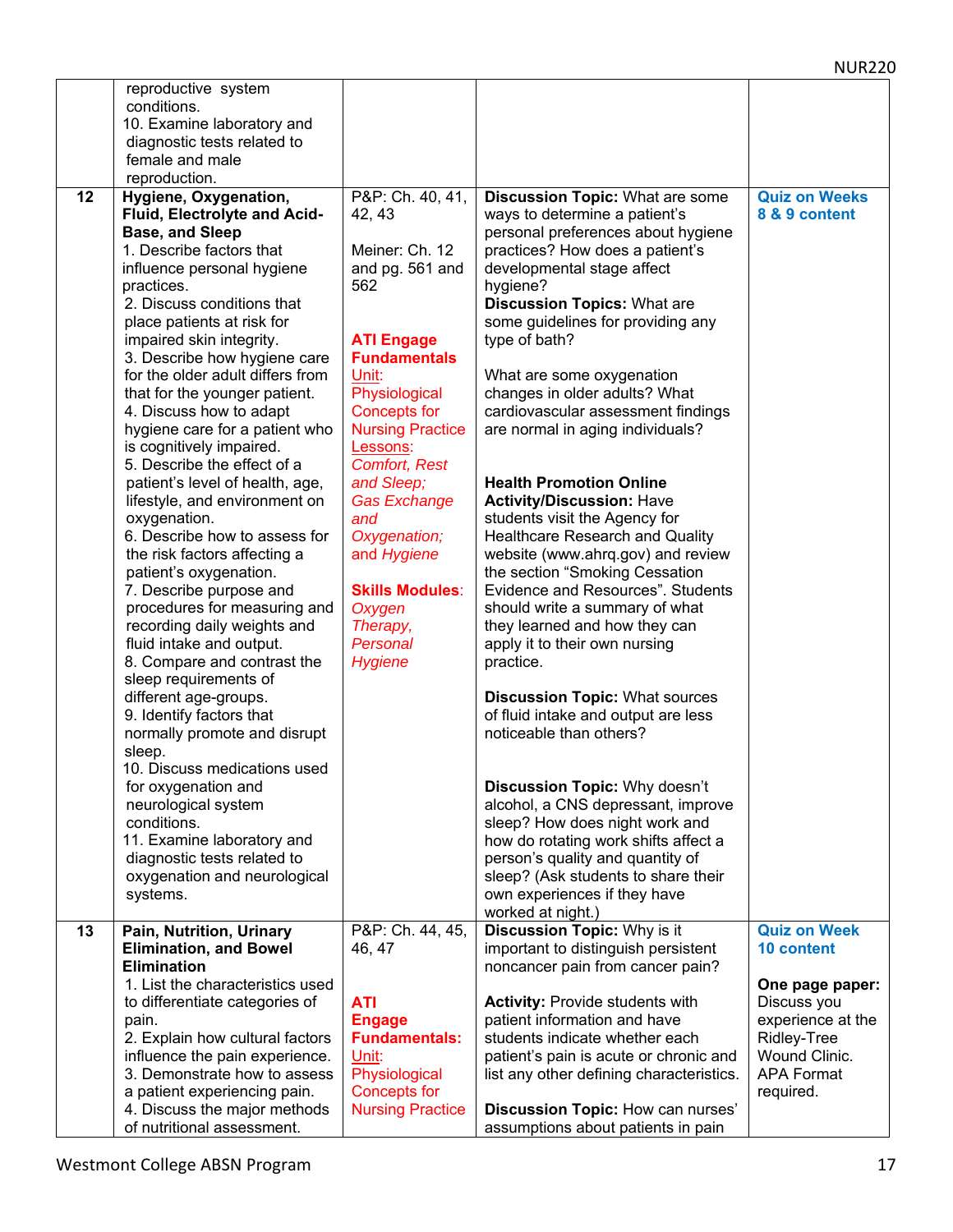| | | | | |
|---|---|---|---|---|
| | reproductive system conditions.<br>10. Examine laboratory and diagnostic tests related to female and male reproduction. | | | |
| 12 | **Hygiene, Oxygenation, Fluid, Electrolyte and Acid-Base, and Sleep**<br>1. Describe factors that influence personal hygiene practices.<br>2. Discuss conditions that place patients at risk for impaired skin integrity.<br>3. Describe how hygiene care for the older adult differs from that for the younger patient.<br>4. Discuss how to adapt hygiene care for a patient who is cognitively impaired.<br>5. Describe the effect of a patient's level of health, age, lifestyle, and environment on oxygenation.<br>6. Describe how to assess for the risk factors affecting a patient's oxygenation.<br>7. Describe purpose and procedures for measuring and recording daily weights and fluid intake and output.<br>8. Compare and contrast the sleep requirements of different age-groups.<br>9. Identify factors that normally promote and disrupt sleep.<br>10. Discuss medications used for oxygenation and neurological system conditions.<br>11. Examine laboratory and diagnostic tests related to oxygenation and neurological systems. | P&P: Ch. 40, 41, 42, 43<br><br>Meiner: Ch. 12 and pg. 561 and 562<br><br>**ATI Engage Fundamentals** Unit: Physiological Concepts for Nursing Practice Lessons: *Comfort, Rest and Sleep; Gas Exchange and Oxygenation; and Hygiene*<br><br>**Skills Modules**: *Oxygen Therapy, Personal Hygiene* | **Discussion Topic:** What are some ways to determine a patient's personal preferences about hygiene practices? How does a patient's developmental stage affect hygiene?<br>**Discussion Topics:** What are some guidelines for providing any type of bath?<br><br>What are some oxygenation changes in older adults? What cardiovascular assessment findings are normal in aging individuals?<br><br>**Health Promotion Online Activity/Discussion:** Have students visit the Agency for Healthcare Research and Quality website (www.ahrq.gov) and review the section "Smoking Cessation Evidence and Resources". Students should write a summary of what they learned and how they can apply it to their own nursing practice.<br><br>**Discussion Topic:** What sources of fluid intake and output are less noticeable than others?<br><br>**Discussion Topic:** Why doesn't alcohol, a CNS depressant, improve sleep? How does night work and how do rotating work shifts affect a person's quality and quantity of sleep? (Ask students to share their own experiences if they have worked at night.) | **Quiz on Weeks 8 & 9 content** |
| 13 | **Pain, Nutrition, Urinary Elimination, and Bowel Elimination**<br>1. List the characteristics used to differentiate categories of pain.<br>2. Explain how cultural factors influence the pain experience.<br>3. Demonstrate how to assess a patient experiencing pain.<br>4. Discuss the major methods of nutritional assessment. | P&P: Ch. 44, 45, 46, 47<br><br>**ATI Engage Fundamentals:** Unit: Physiological Concepts for Nursing Practice | **Discussion Topic:** Why is it important to distinguish persistent noncancer pain from cancer pain?<br><br>**Activity:** Provide students with patient information and have students indicate whether each patient's pain is acute or chronic and list any other defining characteristics.<br><br>**Discussion Topic:** How can nurses' assumptions about patients in pain | **Quiz on Week 10 content**<br><br>**One page paper:** Discuss you experience at the Ridley-Tree Wound Clinic. APA Format required. |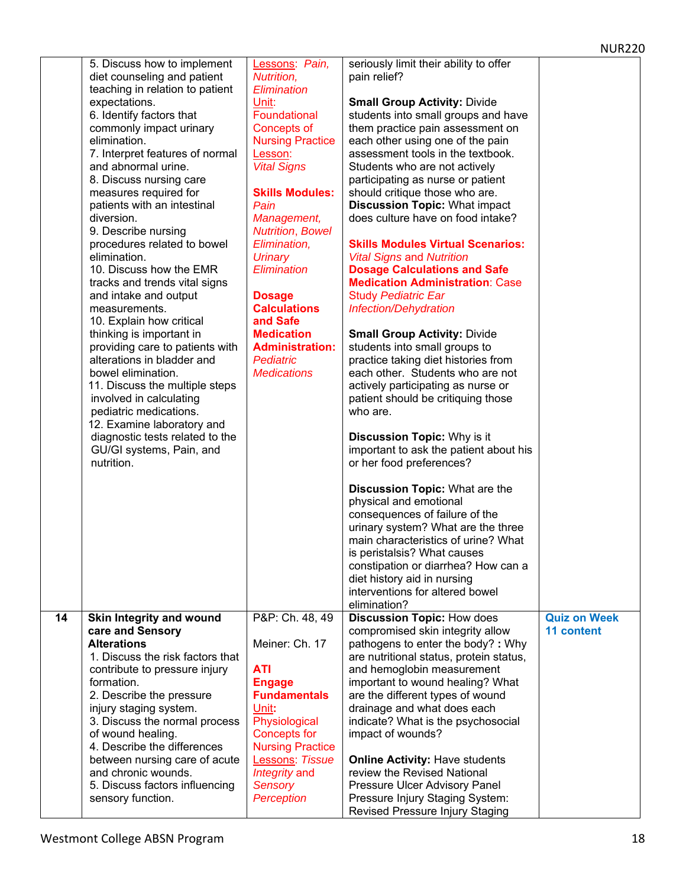| | | | | |
|---|---|---|---|---|
| | 5. Discuss how to implement diet counseling and patient teaching in relation to patient expectations.<br>6. Identify factors that commonly impact urinary elimination.<br>7. Interpret features of normal and abnormal urine.<br>8. Discuss nursing care measures required for patients with an intestinal diversion.<br>9. Describe nursing procedures related to bowel elimination.<br>10. Discuss how the EMR tracks and trends vital signs and intake and output measurements.<br>10. Explain how critical thinking is important in providing care to patients with alterations in bladder and bowel elimination.<br>11. Discuss the multiple steps involved in calculating pediatric medications.<br>12. Examine laboratory and diagnostic tests related to the GU/GI systems, Pain, and nutrition. | Lessons: *Pain, Nutrition, Elimination*<br>Unit: Foundational Concepts of Nursing Practice<br>Lesson: *Vital Signs*<br><br>**Skills Modules:** *Pain Management, Nutrition, Bowel Elimination, Urinary Elimination*<br><br>**Dosage Calculations and Safe Medication Administration:** *Pediatric Medications* | seriously limit their ability to offer pain relief?<br><br>**Small Group Activity:** Divide students into small groups and have them practice pain assessment on each other using one of the pain assessment tools in the textbook. Students who are not actively participating as nurse or patient should critique those who are.<br>**Discussion Topic:** What impact does culture have on food intake?<br><br>**Skills Modules Virtual Scenarios:** *Vital Signs* and *Nutrition*<br>**Dosage Calculations and Safe Medication Administration**: Case Study *Pediatric Ear Infection/Dehydration*<br><br>**Small Group Activity:** Divide students into small groups to practice taking diet histories from each other. Students who are not actively participating as nurse or patient should be critiquing those who are.<br><br>**Discussion Topic:** Why is it important to ask the patient about his or her food preferences?<br><br>**Discussion Topic:** What are the physical and emotional consequences of failure of the urinary system? What are the three main characteristics of urine? What is peristalsis? What causes constipation or diarrhea? How can a diet history aid in nursing interventions for altered bowel elimination? | |
| **14** | **Skin Integrity and wound care and Sensory Alterations**<br>1. Discuss the risk factors that contribute to pressure injury formation.<br>2. Describe the pressure injury staging system.<br>3. Discuss the normal process of wound healing.<br>4. Describe the differences between nursing care of acute and chronic wounds.<br>5. Discuss factors influencing sensory function. | P&P: Ch. 48, 49<br><br>Meiner: Ch. 17<br><br>**ATI Engage Fundamentals** Unit: Physiological Concepts for Nursing Practice<br>Lessons: *Tissue Integrity and Sensory Perception* | **Discussion Topic:** How does compromised skin integrity allow pathogens to enter the body? **:** Why are nutritional status, protein status, and hemoglobin measurement important to wound healing? What are the different types of wound drainage and what does each indicate? What is the psychosocial impact of wounds?<br><br>**Online Activity:** Have students review the Revised National Pressure Ulcer Advisory Panel Pressure Injury Staging System: Revised Pressure Injury Staging | **Quiz on Week 11 content** |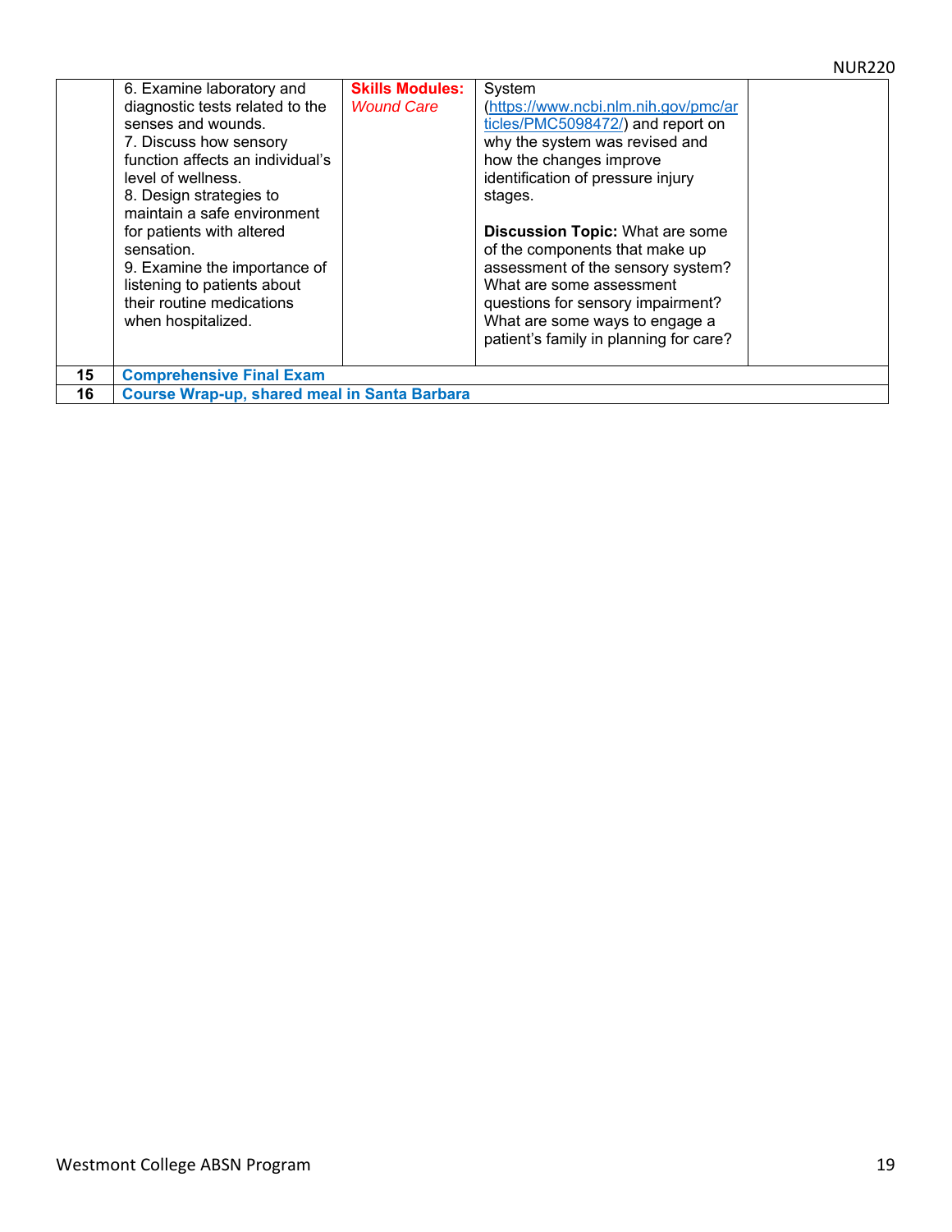| | | | | |
|---|---|---|---|---|
| | 6. Examine laboratory and diagnostic tests related to the senses and wounds.<br>7. Discuss how sensory function affects an individual's level of wellness.<br>8. Design strategies to maintain a safe environment for patients with altered sensation.<br>9. Examine the importance of listening to patients about their routine medications when hospitalized. | **Skills Modules:** *Wound Care* | System (https://www.ncbi.nlm.nih.gov/pmc/articles/PMC5098472/) and report on why the system was revised and how the changes improve identification of pressure injury stages.<br><br>**Discussion Topic:** What are some of the components that make up assessment of the sensory system? What are some assessment questions for sensory impairment? What are some ways to engage a patient's family in planning for care? | |
| **15** | **Comprehensive Final Exam** | | | |
| **16** | **Course Wrap-up, shared meal in Santa Barbara** | | | |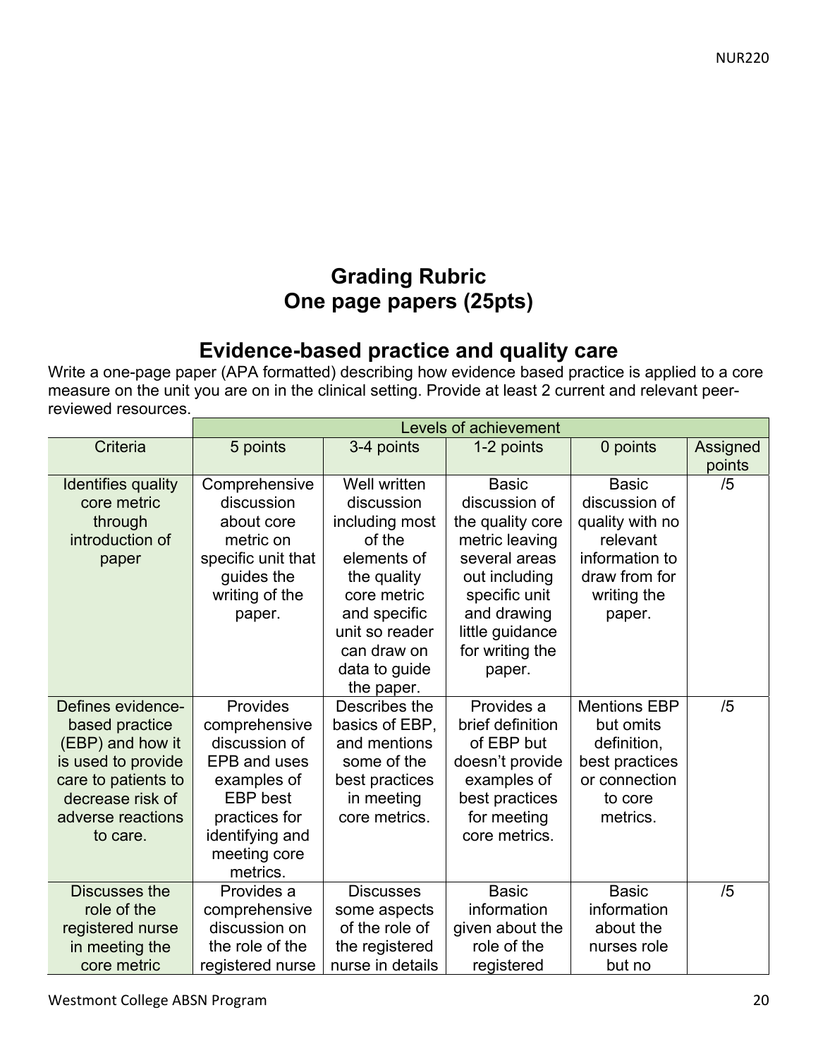# Grading Rubric
# One page papers (25pts)

## Evidence-based practice and quality care

Write a one-page paper (APA formatted) describing how evidence based practice is applied to a core measure on the unit you are on in the clinical setting. Provide at least 2 current and relevant peer-reviewed resources.

| | Levels of achievement | | | | |
|---|---|---|---|---|---|
| Criteria | 5 points | 3-4 points | 1-2 points | 0 points | Assigned points |
| Identifies quality core metric through introduction of paper | Comprehensive discussion about core metric on specific unit that guides the writing of the paper. | Well written discussion including most of the elements of the quality core metric and specific unit so reader can draw on data to guide the paper. | Basic discussion of the quality core metric leaving several areas out including specific unit and drawing little guidance for writing the paper. | Basic discussion of quality with no relevant information to draw from for writing the paper. | /5 |
| Defines evidence-based practice (EBP) and how it is used to provide care to patients to decrease risk of adverse reactions to care. | Provides comprehensive discussion of EPB and uses examples of EBP best practices for identifying and meeting core metrics. | Describes the basics of EBP, and mentions some of the best practices in meeting core metrics. | Provides a brief definition of EBP but doesn't provide examples of best practices for meeting core metrics. | Mentions EBP but omits definition, best practices or connection to core metrics. | /5 |
| Discusses the role of the registered nurse in meeting the core metric | Provides a comprehensive discussion on the role of the registered nurse | Discusses some aspects of the role of the registered nurse in details | Basic information given about the role of the registered | Basic information about the nurses role but no | /5 |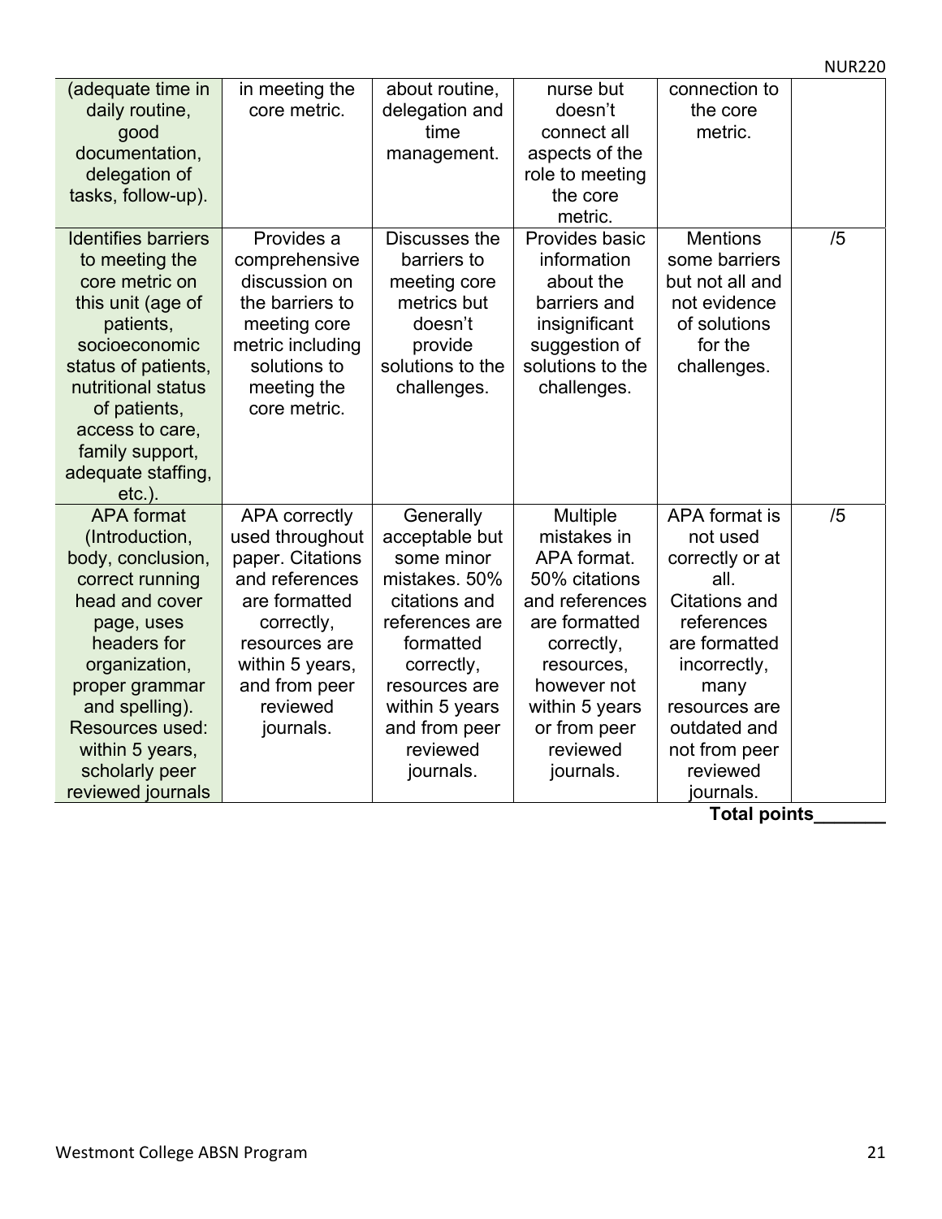| | | | | | |
|---|---|---|---|---|---|
| (adequate time in daily routine, good documentation, delegation of tasks, follow-up). | in meeting the core metric. | about routine, delegation and time management. | nurse but doesn't connect all aspects of the role to meeting the core metric. | connection to the core metric. | |
| Identifies barriers to meeting the core metric on this unit (age of patients, socioeconomic status of patients, nutritional status of patients, access to care, family support, adequate staffing, etc.). | Provides a comprehensive discussion on the barriers to meeting core metric including solutions to meeting the core metric. | Discusses the barriers to meeting core metrics but doesn't provide solutions to the challenges. | Provides basic information about the barriers and insignificant suggestion of solutions to the challenges. | Mentions some barriers but not all and not evidence of solutions for the challenges. | /5 |
| APA format (Introduction, body, conclusion, correct running head and cover page, uses headers for organization, proper grammar and spelling). Resources used: within 5 years, scholarly peer reviewed journals | APA correctly used throughout paper. Citations and references are formatted correctly, resources are within 5 years, and from peer reviewed journals. | Generally acceptable but some minor mistakes. 50% citations and references are formatted correctly, resources are within 5 years and from peer reviewed journals. | Multiple mistakes in APA format. 50% citations and references are formatted correctly, resources, however not within 5 years or from peer reviewed journals. | APA format is not used correctly or at all. Citations and references are formatted incorrectly, many resources are outdated and not from peer reviewed journals. | /5 |

**Total points_______**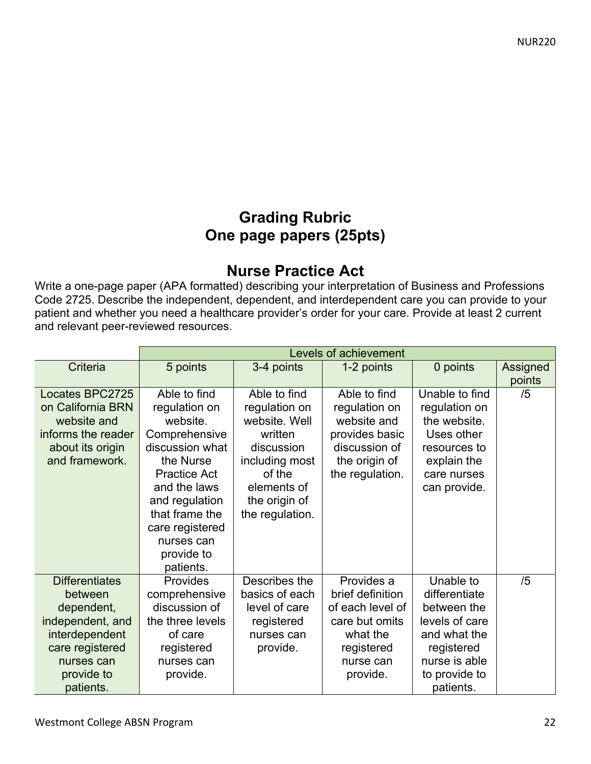## Grading Rubric
## One page papers (25pts)

## Nurse Practice Act

Write a one-page paper (APA formatted) describing your interpretation of Business and Professions Code 2725. Describe the independent, dependent, and interdependent care you can provide to your patient and whether you need a healthcare provider's order for your care. Provide at least 2 current and relevant peer-reviewed resources.

| | Levels of achievement | | | | |
|---|---|---|---|---|---|
| Criteria | 5 points | 3-4 points | 1-2 points | 0 points | Assigned points |
| Locates BPC2725 on California BRN website and informs the reader about its origin and framework. | Able to find regulation on website. Comprehensive discussion what the Nurse Practice Act and the laws and regulation that frame the care registered nurses can provide to patients. | Able to find regulation on website. Well written discussion including most of the elements of the origin of the regulation. | Able to find regulation on website and provides basic discussion of the origin of the regulation. | Unable to find regulation on the website. Uses other resources to explain the care nurses can provide. | /5 |
| Differentiates between dependent, independent, and interdependent care registered nurses can provide to patients. | Provides comprehensive discussion of the three levels of care registered nurses can provide. | Describes the basics of each level of care registered nurses can provide. | Provides a brief definition of each level of care but omits what the registered nurse can provide. | Unable to differentiate between the levels of care and what the registered nurse is able to provide to patients. | /5 |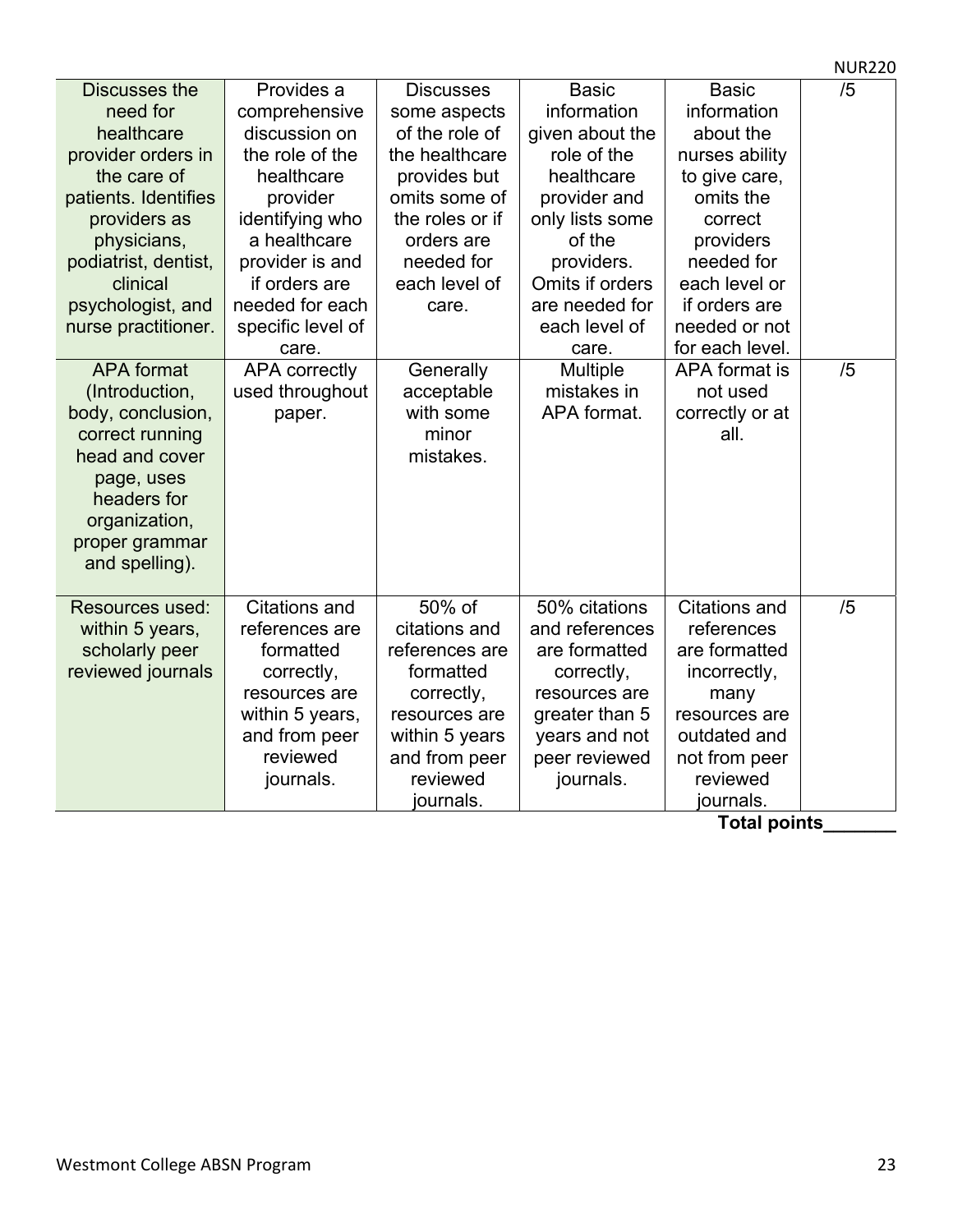| Discusses the need for healthcare provider orders in the care of patients. Identifies providers as physicians, podiatrist, dentist, clinical psychologist, and nurse practitioner. | Provides a comprehensive discussion on the role of the healthcare provider identifying who a healthcare provider is and if orders are needed for each specific level of care. | Discusses some aspects of the role of the healthcare provides but omits some of the roles or if orders are needed for each level of care. | Basic information given about the role of the healthcare provider and only lists some of the providers. Omits if orders are needed for each level of care. | Basic information about the nurses ability to give care, omits the correct providers needed for each level or if orders are needed or not for each level. | /5 |
|---|---|---|---|---|---|
| APA format (Introduction, body, conclusion, correct running head and cover page, uses headers for organization, proper grammar and spelling). | APA correctly used throughout paper. | Generally acceptable with some minor mistakes. | Multiple mistakes in APA format. | APA format is not used correctly or at all. | /5 |
| Resources used: within 5 years, scholarly peer reviewed journals | Citations and references are formatted correctly, resources are within 5 years, and from peer reviewed journals. | 50% of citations and references are formatted correctly, resources are within 5 years and from peer reviewed journals. | 50% citations and references are formatted correctly, resources are greater than 5 years and not peer reviewed journals. | Citations and references are formatted incorrectly, many resources are outdated and not from peer reviewed journals. | /5 |

**Total points_______**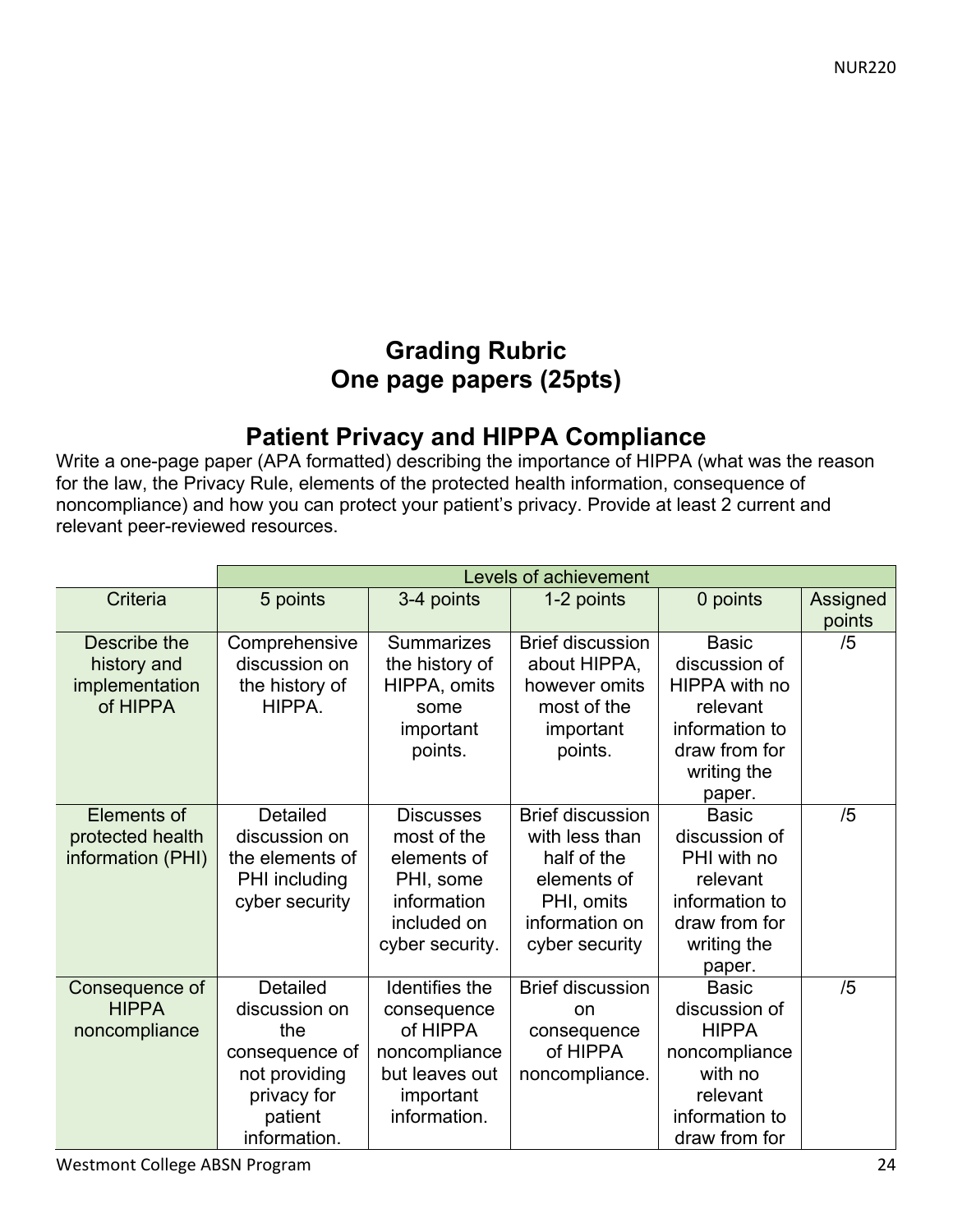## Grading Rubric
## One page papers (25pts)

## Patient Privacy and HIPPA Compliance

Write a one-page paper (APA formatted) describing the importance of HIPPA (what was the reason for the law, the Privacy Rule, elements of the protected health information, consequence of noncompliance) and how you can protect your patient's privacy. Provide at least 2 current and relevant peer-reviewed resources.

| | Levels of achievement | | | | |
|---|---|---|---|---|---|
| Criteria | 5 points | 3-4 points | 1-2 points | 0 points | Assigned points |
| Describe the history and implementation of HIPPA | Comprehensive discussion on the history of HIPPA. | Summarizes the history of HIPPA, omits some important points. | Brief discussion about HIPPA, however omits most of the important points. | Basic discussion of HIPPA with no relevant information to draw from for writing the paper. | /5 |
| Elements of protected health information (PHI) | Detailed discussion on the elements of PHI including cyber security | Discusses most of the elements of PHI, some information included on cyber security. | Brief discussion with less than half of the elements of PHI, omits information on cyber security | Basic discussion of PHI with no relevant information to draw from for writing the paper. | /5 |
| Consequence of HIPPA noncompliance | Detailed discussion on the consequence of not providing privacy for patient information. | Identifies the consequence of HIPPA noncompliance but leaves out important information. | Brief discussion on consequence of HIPPA noncompliance. | Basic discussion of HIPPA noncompliance with no relevant information to draw from for | /5 |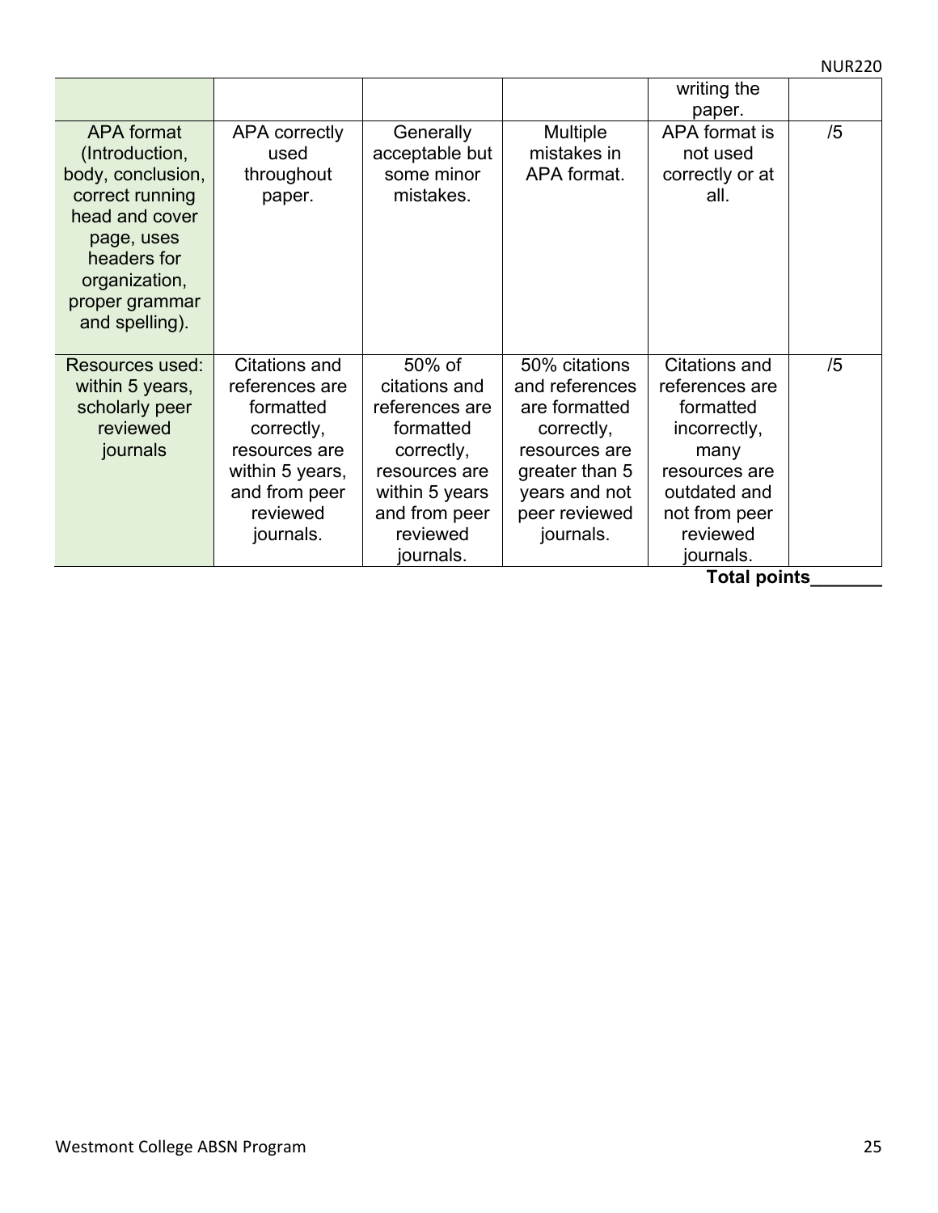| | | | | | |
|---|---|---|---|---|---|
| | | | | writing the paper. | |
| APA format (Introduction, body, conclusion, correct running head and cover page, uses headers for organization, proper grammar and spelling). | APA correctly used throughout paper. | Generally acceptable but some minor mistakes. | Multiple mistakes in APA format. | APA format is not used correctly or at all. | /5 |
| Resources used: within 5 years, scholarly peer reviewed journals | Citations and references are formatted correctly, resources are within 5 years, and from peer reviewed journals. | 50% of citations and references are formatted correctly, resources are within 5 years and from peer reviewed journals. | 50% citations and references are formatted correctly, resources are greater than 5 years and not peer reviewed journals. | Citations and references are formatted incorrectly, many resources are outdated and not from peer reviewed journals. | /5 |

**Total points_______**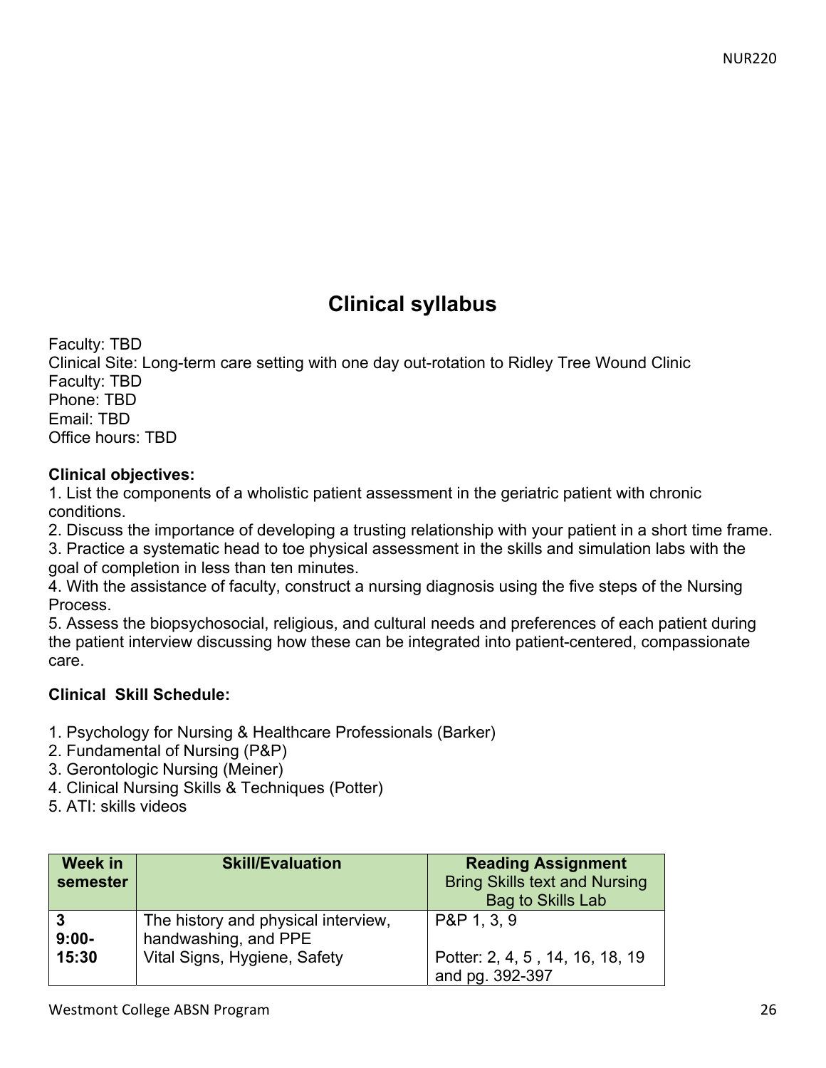# Clinical syllabus

Faculty: TBD
Clinical Site: Long-term care setting with one day out-rotation to Ridley Tree Wound Clinic
Faculty: TBD
Phone: TBD
Email: TBD
Office hours: TBD

**Clinical objectives:**

1. List the components of a wholistic patient assessment in the geriatric patient with chronic conditions.
2. Discuss the importance of developing a trusting relationship with your patient in a short time frame.
3. Practice a systematic head to toe physical assessment in the skills and simulation labs with the goal of completion in less than ten minutes.
4. With the assistance of faculty, construct a nursing diagnosis using the five steps of the Nursing Process.
5. Assess the biopsychosocial, religious, and cultural needs and preferences of each patient during the patient interview discussing how these can be integrated into patient-centered, compassionate care.

**Clinical Skill Schedule:**

1. Psychology for Nursing & Healthcare Professionals (Barker)
2. Fundamental of Nursing (P&P)
3. Gerontologic Nursing (Meiner)
4. Clinical Nursing Skills & Techniques (Potter)
5. ATI: skills videos

| Week in semester | Skill/Evaluation | Reading Assignment<br>Bring Skills text and Nursing Bag to Skills Lab |
|---|---|---|
| **3**<br>**9:00-15:30** | The history and physical interview, handwashing, and PPE<br>Vital Signs, Hygiene, Safety | P&P 1, 3, 9<br><br>Potter: 2, 4, 5 , 14, 16, 18, 19 and pg. 392-397 |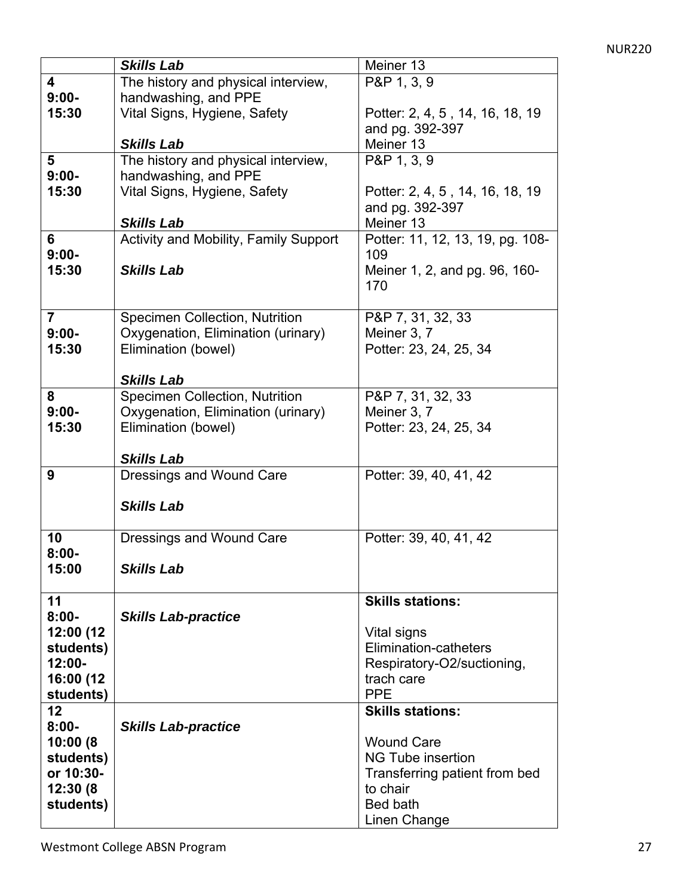| | | |
|---|---|---|
| | ***Skills Lab*** | Meiner 13 |
| **4**<br>**9:00-**<br>**15:30** | The history and physical interview, handwashing, and PPE<br>Vital Signs, Hygiene, Safety<br><br>***Skills Lab*** | P&P 1, 3, 9<br><br>Potter: 2, 4, 5 , 14, 16, 18, 19 and pg. 392-397<br>Meiner 13 |
| **5**<br>**9:00-**<br>**15:30** | The history and physical interview, handwashing, and PPE<br>Vital Signs, Hygiene, Safety<br><br>***Skills Lab*** | P&P 1, 3, 9<br><br>Potter: 2, 4, 5 , 14, 16, 18, 19 and pg. 392-397<br>Meiner 13 |
| **6**<br>**9:00-**<br>**15:30** | Activity and Mobility, Family Support<br><br>***Skills Lab*** | Potter: 11, 12, 13, 19, pg. 108-109<br>Meiner 1, 2, and pg. 96, 160-170 |
| **7**<br>**9:00-**<br>**15:30** | Specimen Collection, Nutrition<br>Oxygenation, Elimination (urinary)<br>Elimination (bowel)<br><br>***Skills Lab*** | P&P 7, 31, 32, 33<br>Meiner 3, 7<br>Potter: 23, 24, 25, 34 |
| **8**<br>**9:00-**<br>**15:30** | Specimen Collection, Nutrition<br>Oxygenation, Elimination (urinary)<br>Elimination (bowel)<br><br>***Skills Lab*** | P&P 7, 31, 32, 33<br>Meiner 3, 7<br>Potter: 23, 24, 25, 34 |
| **9** | Dressings and Wound Care<br><br>***Skills Lab*** | Potter: 39, 40, 41, 42 |
| **10**<br>**8:00-**<br>**15:00** | Dressings and Wound Care<br><br>***Skills Lab*** | Potter: 39, 40, 41, 42 |
| **11**<br>**8:00-**<br>**12:00 (12 students)**<br>**12:00-**<br>**16:00 (12 students)** | ***Skills Lab-practice*** | **Skills stations:**<br><br>Vital signs<br>Elimination-catheters<br>Respiratory-O2/suctioning, trach care<br>PPE |
| **12**<br>**8:00-**<br>**10:00 (8 students)**<br>**or 10:30-**<br>**12:30 (8 students)** | ***Skills Lab-practice*** | **Skills stations:**<br><br>Wound Care<br>NG Tube insertion<br>Transferring patient from bed to chair<br>Bed bath<br>Linen Change |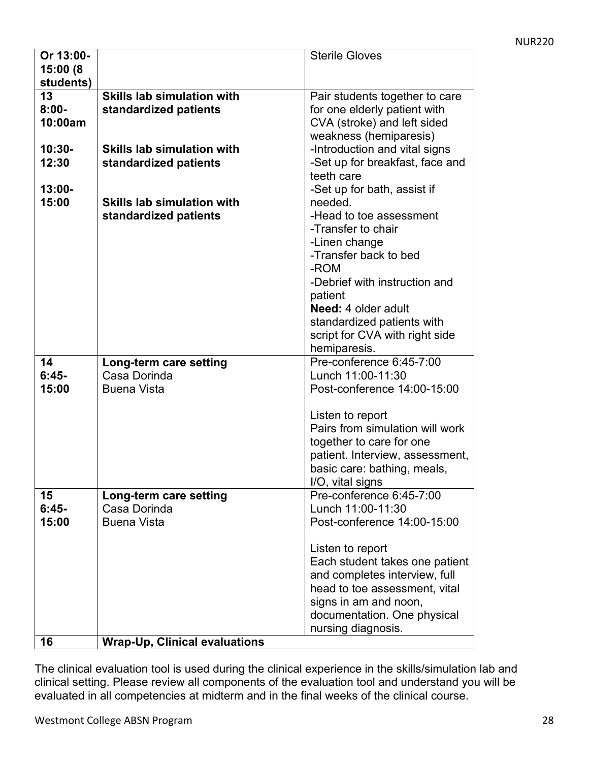| | | |
|---|---|---|
| **Or 13:00-15:00 (8 students)** | | Sterile Gloves |
| **13**<br>**8:00-10:00am**<br><br>**10:30-12:30**<br><br>**13:00-15:00** | **Skills lab simulation with standardized patients**<br><br>**Skills lab simulation with standardized patients**<br><br>**Skills lab simulation with standardized patients** | Pair students together to care for one elderly patient with CVA (stroke) and left sided weakness (hemiparesis)<br>-Introduction and vital signs<br>-Set up for breakfast, face and teeth care<br>-Set up for bath, assist if needed.<br>-Head to toe assessment<br>-Transfer to chair<br>-Linen change<br>-Transfer back to bed<br>-ROM<br>-Debrief with instruction and patient<br>**Need:** 4 older adult standardized patients with script for CVA with right side hemiparesis. |
| **14**<br>**6:45-15:00** | **Long-term care setting**<br>Casa Dorinda<br>Buena Vista | Pre-conference 6:45-7:00<br>Lunch 11:00-11:30<br>Post-conference 14:00-15:00<br><br>Listen to report<br>Pairs from simulation will work together to care for one patient. Interview, assessment, basic care: bathing, meals, I/O, vital signs |
| **15**<br>**6:45-15:00** | **Long-term care setting**<br>Casa Dorinda<br>Buena Vista | Pre-conference 6:45-7:00<br>Lunch 11:00-11:30<br>Post-conference 14:00-15:00<br><br>Listen to report<br>Each student takes one patient and completes interview, full head to toe assessment, vital signs in am and noon, documentation. One physical nursing diagnosis. |
| **16** | **Wrap-Up, Clinical evaluations** | |

The clinical evaluation tool is used during the clinical experience in the skills/simulation lab and clinical setting. Please review all components of the evaluation tool and understand you will be evaluated in all competencies at midterm and in the final weeks of the clinical course.